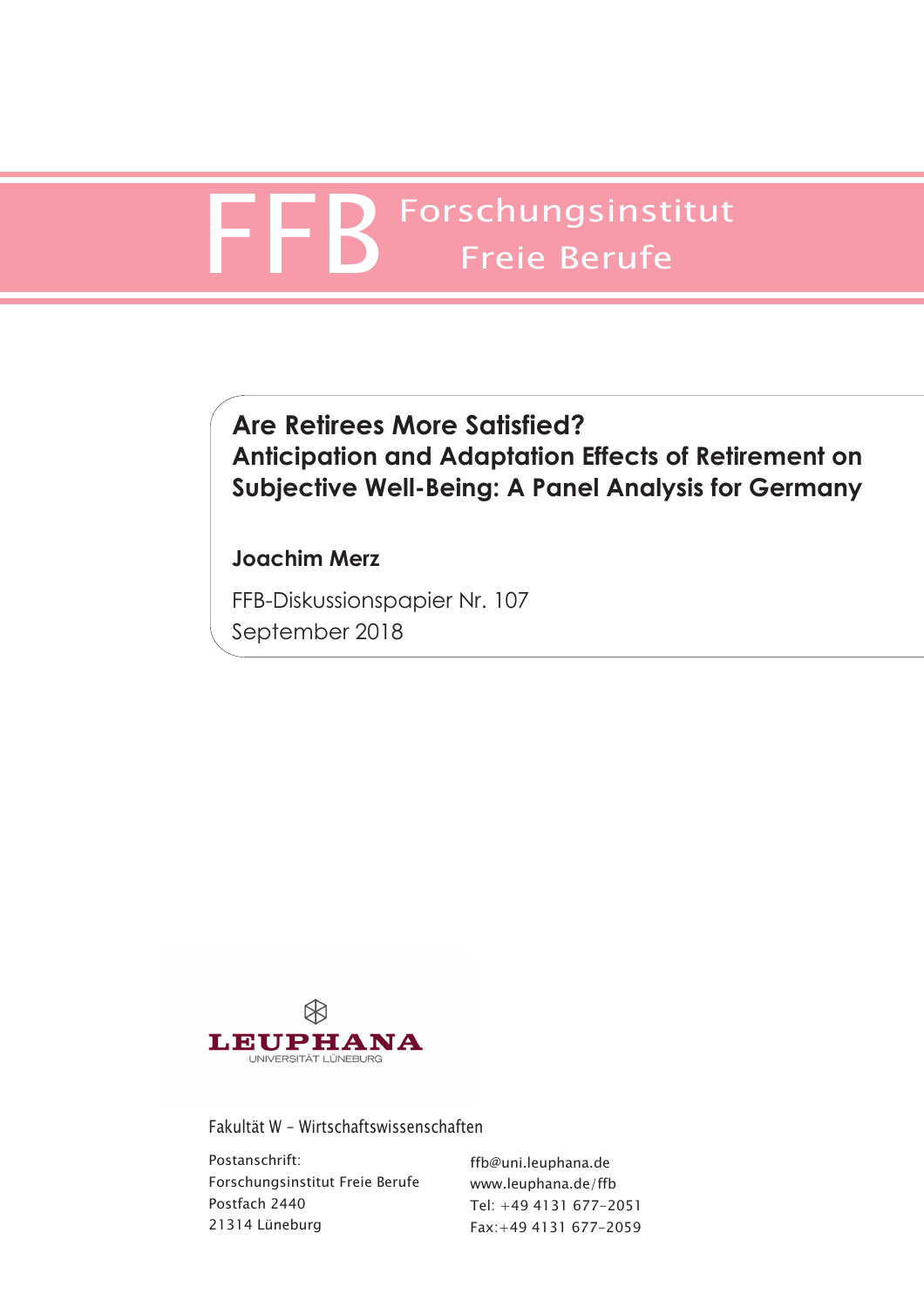FFB Forschungsinstitut Freie Berufe

# Are Retirees More Satisfied? Anticipation and Adaptation Effects of Retirement on Subjective Well-Being: A Panel Analysis for Germany

**Joachim Merz**

FFB-Diskussionspapier Nr. 107

September 2018

LEUPHANA UNIVERSITÄT LÜNEBURG

Fakultät W – Wirtschaftswissenschaften

Postanschrift:
Forschungsinstitut Freie Berufe
Postfach 2440
21314 Lüneburg

ffb@uni.leuphana.de
www.leuphana.de/ffb
Tel: +49 4131 677-2051
Fax:+49 4131 677-2059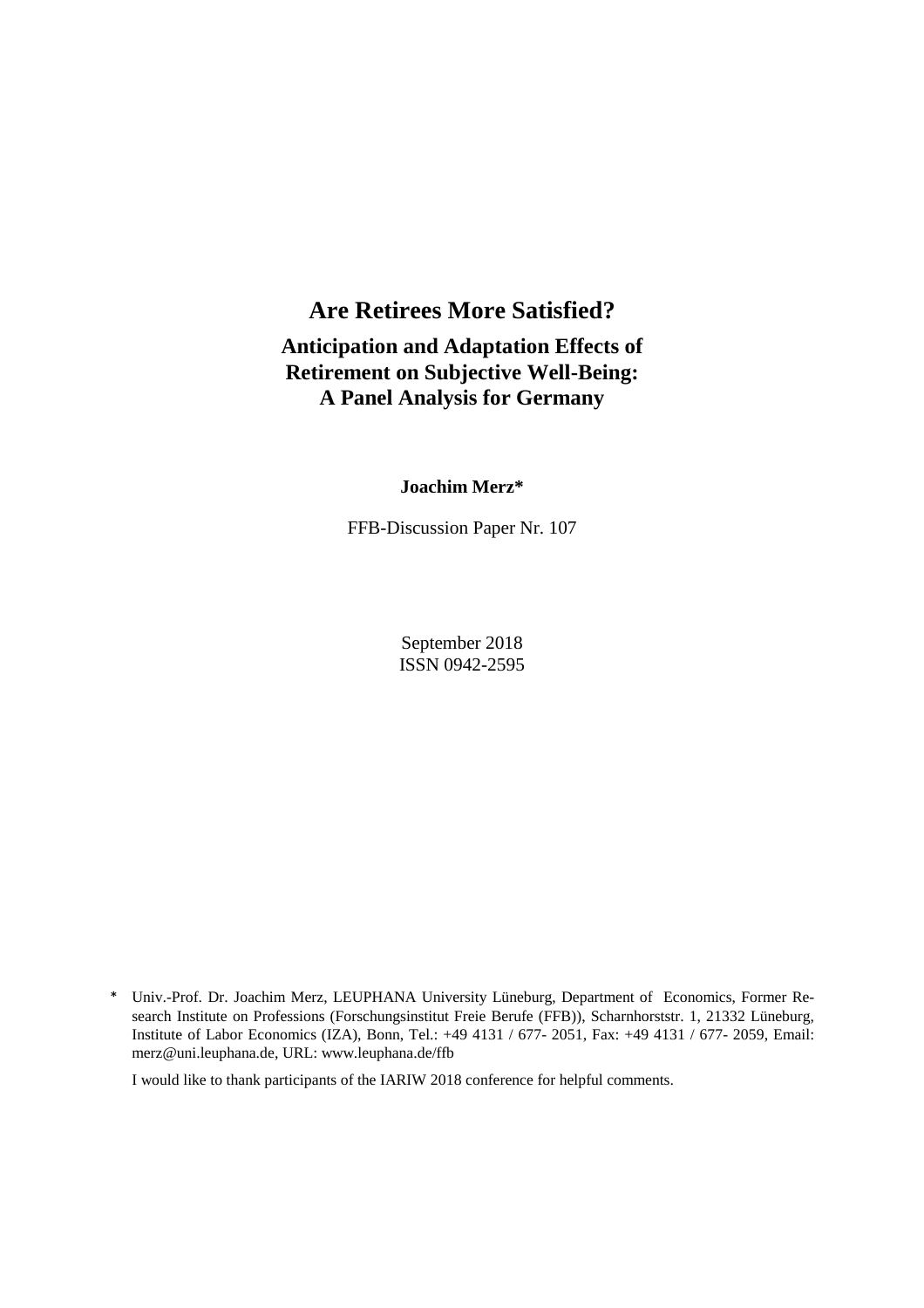# Are Retirees More Satisfied?

## Anticipation and Adaptation Effects of Retirement on Subjective Well-Being: A Panel Analysis for Germany

**Joachim Merz***

FFB-Discussion Paper Nr. 107

September 2018

ISSN 0942-2595

\* Univ.-Prof. Dr. Joachim Merz, LEUPHANA University Lüneburg, Department of Economics, Former Research Institute on Professions (Forschungsinstitut Freie Berufe (FFB)), Scharnhorststr. 1, 21332 Lüneburg, Institute of Labor Economics (IZA), Bonn, Tel.: +49 4131 / 677- 2051, Fax: +49 4131 / 677- 2059, Email: merz@uni.leuphana.de, URL: www.leuphana.de/ffb

I would like to thank participants of the IARIW 2018 conference for helpful comments.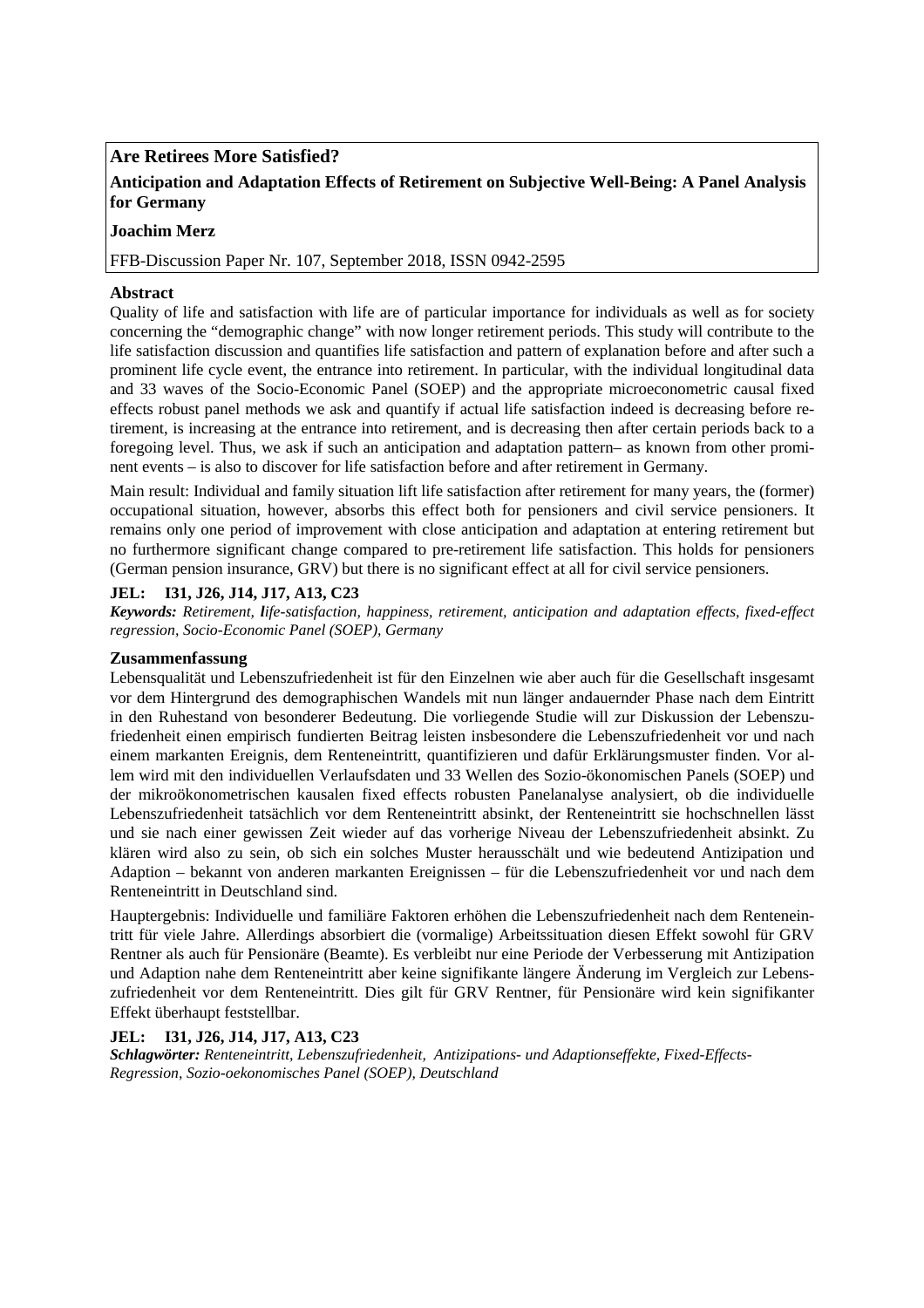**Are Retirees More Satisfied?**

**Anticipation and Adaptation Effects of Retirement on Subjective Well-Being: A Panel Analysis for Germany**

**Joachim Merz**

FFB-Discussion Paper Nr. 107, September 2018, ISSN 0942-2595

## Abstract

Quality of life and satisfaction with life are of particular importance for individuals as well as for society concerning the "demographic change" with now longer retirement periods. This study will contribute to the life satisfaction discussion and quantifies life satisfaction and pattern of explanation before and after such a prominent life cycle event, the entrance into retirement. In particular, with the individual longitudinal data and 33 waves of the Socio-Economic Panel (SOEP) and the appropriate microeconometric causal fixed effects robust panel methods we ask and quantify if actual life satisfaction indeed is decreasing before retirement, is increasing at the entrance into retirement, and is decreasing then after certain periods back to a foregoing level. Thus, we ask if such an anticipation and adaptation pattern– as known from other prominent events – is also to discover for life satisfaction before and after retirement in Germany.

Main result: Individual and family situation lift life satisfaction after retirement for many years, the (former) occupational situation, however, absorbs this effect both for pensioners and civil service pensioners. It remains only one period of improvement with close anticipation and adaptation at entering retirement but no furthermore significant change compared to pre-retirement life satisfaction. This holds for pensioners (German pension insurance, GRV) but there is no significant effect at all for civil service pensioners.

**JEL: I31, J26, J14, J17, A13, C23**

***Keywords:*** *Retirement, life-satisfaction, happiness, retirement, anticipation and adaptation effects, fixed-effect regression, Socio-Economic Panel (SOEP), Germany*

## Zusammenfassung

Lebensqualität und Lebenszufriedenheit ist für den Einzelnen wie aber auch für die Gesellschaft insgesamt vor dem Hintergrund des demographischen Wandels mit nun länger andauernder Phase nach dem Eintritt in den Ruhestand von besonderer Bedeutung. Die vorliegende Studie will zur Diskussion der Lebenszufriedenheit einen empirisch fundierten Beitrag leisten insbesondere die Lebenszufriedenheit vor und nach einem markanten Ereignis, dem Renteneintritt, quantifizieren und dafür Erklärungsmuster finden. Vor allem wird mit den individuellen Verlaufsdaten und 33 Wellen des Sozio-ökonomischen Panels (SOEP) und der mikroökonometrischen kausalen fixed effects robusten Panelanalyse analysiert, ob die individuelle Lebenszufriedenheit tatsächlich vor dem Renteneintritt absinkt, der Renteneintritt sie hochschnellen lässt und sie nach einer gewissen Zeit wieder auf das vorherige Niveau der Lebenszufriedenheit absinkt. Zu klären wird also zu sein, ob sich ein solches Muster herausschält und wie bedeutend Antizipation und Adaption – bekannt von anderen markanten Ereignissen – für die Lebenszufriedenheit vor und nach dem Renteneintritt in Deutschland sind.

Hauptergebnis: Individuelle und familiäre Faktoren erhöhen die Lebenszufriedenheit nach dem Renteneintritt für viele Jahre. Allerdings absorbiert die (vormalige) Arbeitssituation diesen Effekt sowohl für GRV Rentner als auch für Pensionäre (Beamte). Es verbleibt nur eine Periode der Verbesserung mit Antizipation und Adaption nahe dem Renteneintritt aber keine signifikante längere Änderung im Vergleich zur Lebenszufriedenheit vor dem Renteneintritt. Dies gilt für GRV Rentner, für Pensionäre wird kein signifikanter Effekt überhaupt feststellbar.

**JEL: I31, J26, J14, J17, A13, C23**

***Schlagwörter:*** *Renteneintritt, Lebenszufriedenheit, Antizipations- und Adaptionseffekte, Fixed-Effects-Regression, Sozio-oekonomisches Panel (SOEP), Deutschland*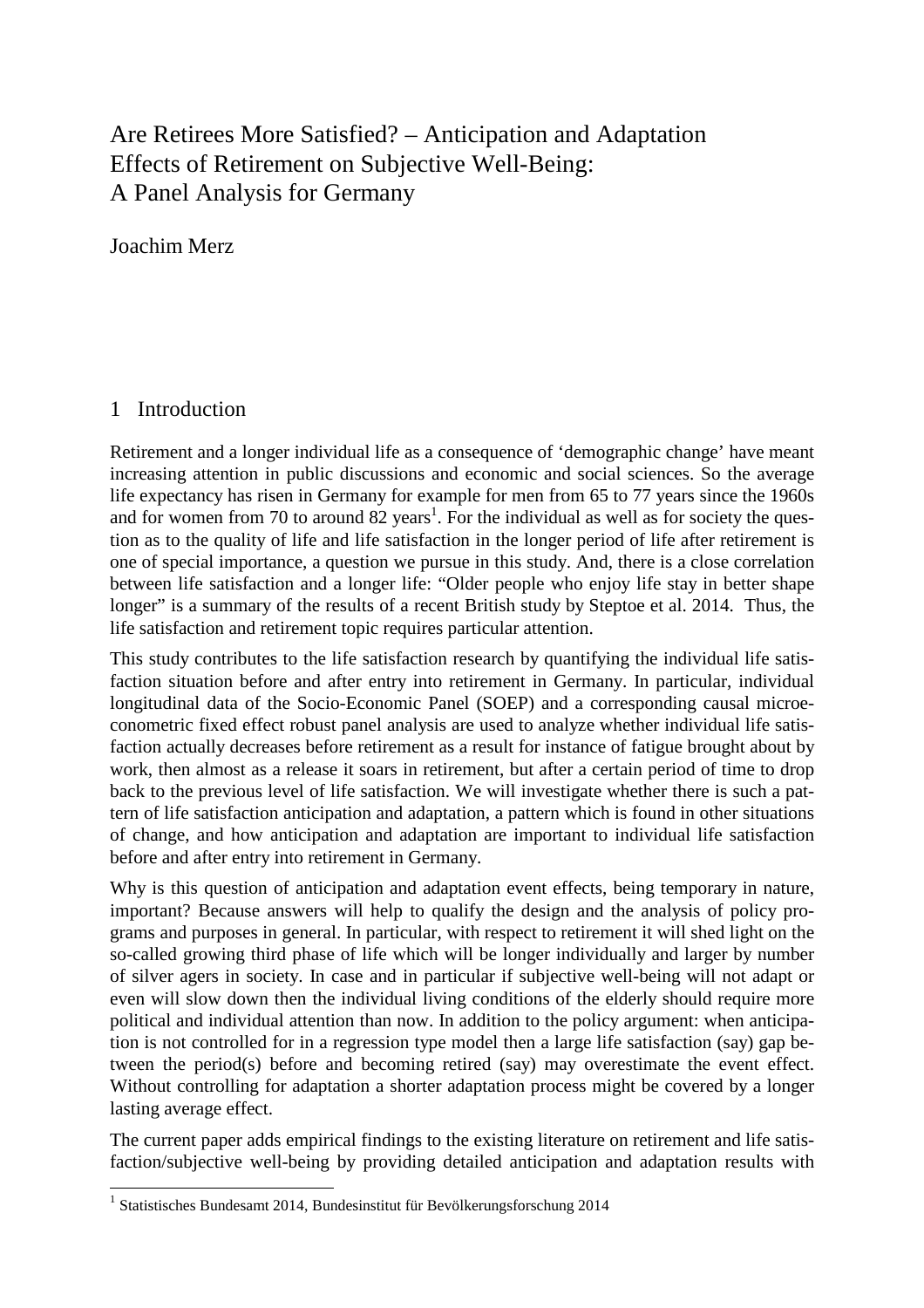# Are Retirees More Satisfied? – Anticipation and Adaptation Effects of Retirement on Subjective Well-Being: A Panel Analysis for Germany

Joachim Merz

## 1 Introduction

Retirement and a longer individual life as a consequence of 'demographic change' have meant increasing attention in public discussions and economic and social sciences. So the average life expectancy has risen in Germany for example for men from 65 to 77 years since the 1960s and for women from 70 to around 82 years[1]. For the individual as well as for society the question as to the quality of life and life satisfaction in the longer period of life after retirement is one of special importance, a question we pursue in this study. And, there is a close correlation between life satisfaction and a longer life: "Older people who enjoy life stay in better shape longer" is a summary of the results of a recent British study by Steptoe et al. 2014. Thus, the life satisfaction and retirement topic requires particular attention.

This study contributes to the life satisfaction research by quantifying the individual life satisfaction situation before and after entry into retirement in Germany. In particular, individual longitudinal data of the Socio-Economic Panel (SOEP) and a corresponding causal microeconometric fixed effect robust panel analysis are used to analyze whether individual life satisfaction actually decreases before retirement as a result for instance of fatigue brought about by work, then almost as a release it soars in retirement, but after a certain period of time to drop back to the previous level of life satisfaction. We will investigate whether there is such a pattern of life satisfaction anticipation and adaptation, a pattern which is found in other situations of change, and how anticipation and adaptation are important to individual life satisfaction before and after entry into retirement in Germany.

Why is this question of anticipation and adaptation event effects, being temporary in nature, important? Because answers will help to qualify the design and the analysis of policy programs and purposes in general. In particular, with respect to retirement it will shed light on the so-called growing third phase of life which will be longer individually and larger by number of silver agers in society. In case and in particular if subjective well-being will not adapt or even will slow down then the individual living conditions of the elderly should require more political and individual attention than now. In addition to the policy argument: when anticipation is not controlled for in a regression type model then a large life satisfaction (say) gap between the period(s) before and becoming retired (say) may overestimate the event effect. Without controlling for adaptation a shorter adaptation process might be covered by a longer lasting average effect.

The current paper adds empirical findings to the existing literature on retirement and life satisfaction/subjective well-being by providing detailed anticipation and adaptation results with

[1] Statistisches Bundesamt 2014, Bundesinstitut für Bevölkerungsforschung 2014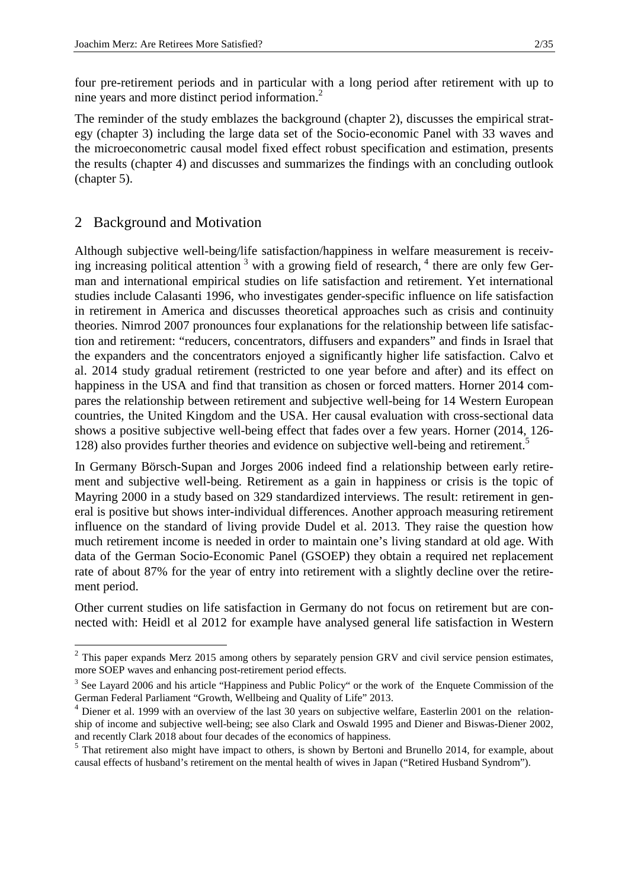four pre-retirement periods and in particular with a long period after retirement with up to nine years and more distinct period information.[2]

The reminder of the study emblazes the background (chapter 2), discusses the empirical strategy (chapter 3) including the large data set of the Socio-economic Panel with 33 waves and the microeconometric causal model fixed effect robust specification and estimation, presents the results (chapter 4) and discusses and summarizes the findings with an concluding outlook (chapter 5).

## 2 Background and Motivation

Although subjective well-being/life satisfaction/happiness in welfare measurement is receiving increasing political attention [3] with a growing field of research, [4] there are only few German and international empirical studies on life satisfaction and retirement. Yet international studies include Calasanti 1996, who investigates gender-specific influence on life satisfaction in retirement in America and discusses theoretical approaches such as crisis and continuity theories. Nimrod 2007 pronounces four explanations for the relationship between life satisfaction and retirement: "reducers, concentrators, diffusers and expanders" and finds in Israel that the expanders and the concentrators enjoyed a significantly higher life satisfaction. Calvo et al. 2014 study gradual retirement (restricted to one year before and after) and its effect on happiness in the USA and find that transition as chosen or forced matters. Horner 2014 compares the relationship between retirement and subjective well-being for 14 Western European countries, the United Kingdom and the USA. Her causal evaluation with cross-sectional data shows a positive subjective well-being effect that fades over a few years. Horner (2014, 126-128) also provides further theories and evidence on subjective well-being and retirement.[5]

In Germany Börsch-Supan and Jorges 2006 indeed find a relationship between early retirement and subjective well-being. Retirement as a gain in happiness or crisis is the topic of Mayring 2000 in a study based on 329 standardized interviews. The result: retirement in general is positive but shows inter-individual differences. Another approach measuring retirement influence on the standard of living provide Dudel et al. 2013. They raise the question how much retirement income is needed in order to maintain one's living standard at old age. With data of the German Socio-Economic Panel (GSOEP) they obtain a required net replacement rate of about 87% for the year of entry into retirement with a slightly decline over the retirement period.

Other current studies on life satisfaction in Germany do not focus on retirement but are connected with: Heidl et al 2012 for example have analysed general life satisfaction in Western

[2] This paper expands Merz 2015 among others by separately pension GRV and civil service pension estimates, more SOEP waves and enhancing post-retirement period effects.

[3] See Layard 2006 and his article "Happiness and Public Policy" or the work of the Enquete Commission of the German Federal Parliament "Growth, Wellbeing and Quality of Life" 2013.

[4] Diener et al. 1999 with an overview of the last 30 years on subjective welfare, Easterlin 2001 on the relationship of income and subjective well-being; see also Clark and Oswald 1995 and Diener and Biswas-Diener 2002, and recently Clark 2018 about four decades of the economics of happiness.

[5] That retirement also might have impact to others, is shown by Bertoni and Brunello 2014, for example, about causal effects of husband's retirement on the mental health of wives in Japan ("Retired Husband Syndrom").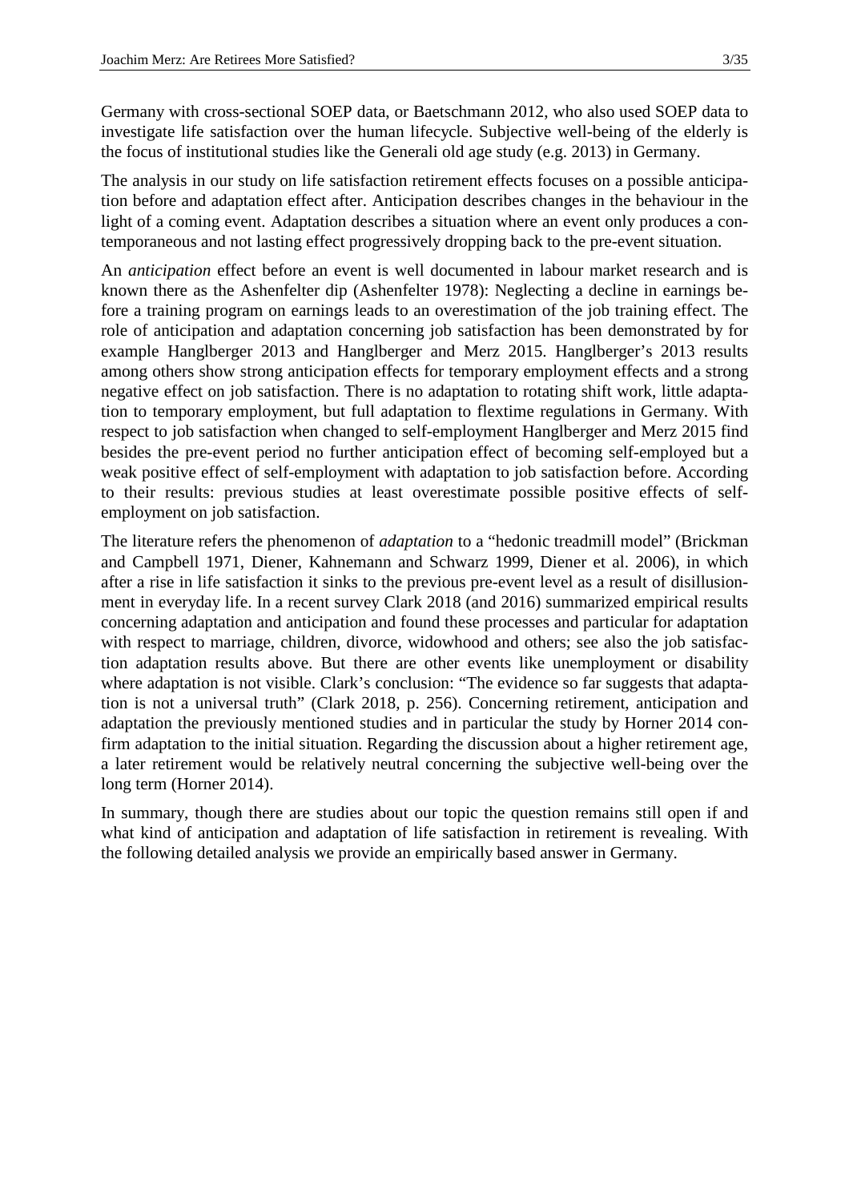Germany with cross-sectional SOEP data, or Baetschmann 2012, who also used SOEP data to investigate life satisfaction over the human lifecycle. Subjective well-being of the elderly is the focus of institutional studies like the Generali old age study (e.g. 2013) in Germany.

The analysis in our study on life satisfaction retirement effects focuses on a possible anticipation before and adaptation effect after. Anticipation describes changes in the behaviour in the light of a coming event. Adaptation describes a situation where an event only produces a contemporaneous and not lasting effect progressively dropping back to the pre-event situation.

An *anticipation* effect before an event is well documented in labour market research and is known there as the Ashenfelter dip (Ashenfelter 1978): Neglecting a decline in earnings before a training program on earnings leads to an overestimation of the job training effect. The role of anticipation and adaptation concerning job satisfaction has been demonstrated by for example Hanglberger 2013 and Hanglberger and Merz 2015. Hanglberger's 2013 results among others show strong anticipation effects for temporary employment effects and a strong negative effect on job satisfaction. There is no adaptation to rotating shift work, little adaptation to temporary employment, but full adaptation to flextime regulations in Germany. With respect to job satisfaction when changed to self-employment Hanglberger and Merz 2015 find besides the pre-event period no further anticipation effect of becoming self-employed but a weak positive effect of self-employment with adaptation to job satisfaction before. According to their results: previous studies at least overestimate possible positive effects of self-employment on job satisfaction.

The literature refers the phenomenon of *adaptation* to a "hedonic treadmill model" (Brickman and Campbell 1971, Diener, Kahnemann and Schwarz 1999, Diener et al. 2006), in which after a rise in life satisfaction it sinks to the previous pre-event level as a result of disillusionment in everyday life. In a recent survey Clark 2018 (and 2016) summarized empirical results concerning adaptation and anticipation and found these processes and particular for adaptation with respect to marriage, children, divorce, widowhood and others; see also the job satisfaction adaptation results above. But there are other events like unemployment or disability where adaptation is not visible. Clark's conclusion: "The evidence so far suggests that adaptation is not a universal truth" (Clark 2018, p. 256). Concerning retirement, anticipation and adaptation the previously mentioned studies and in particular the study by Horner 2014 confirm adaptation to the initial situation. Regarding the discussion about a higher retirement age, a later retirement would be relatively neutral concerning the subjective well-being over the long term (Horner 2014).

In summary, though there are studies about our topic the question remains still open if and what kind of anticipation and adaptation of life satisfaction in retirement is revealing. With the following detailed analysis we provide an empirically based answer in Germany.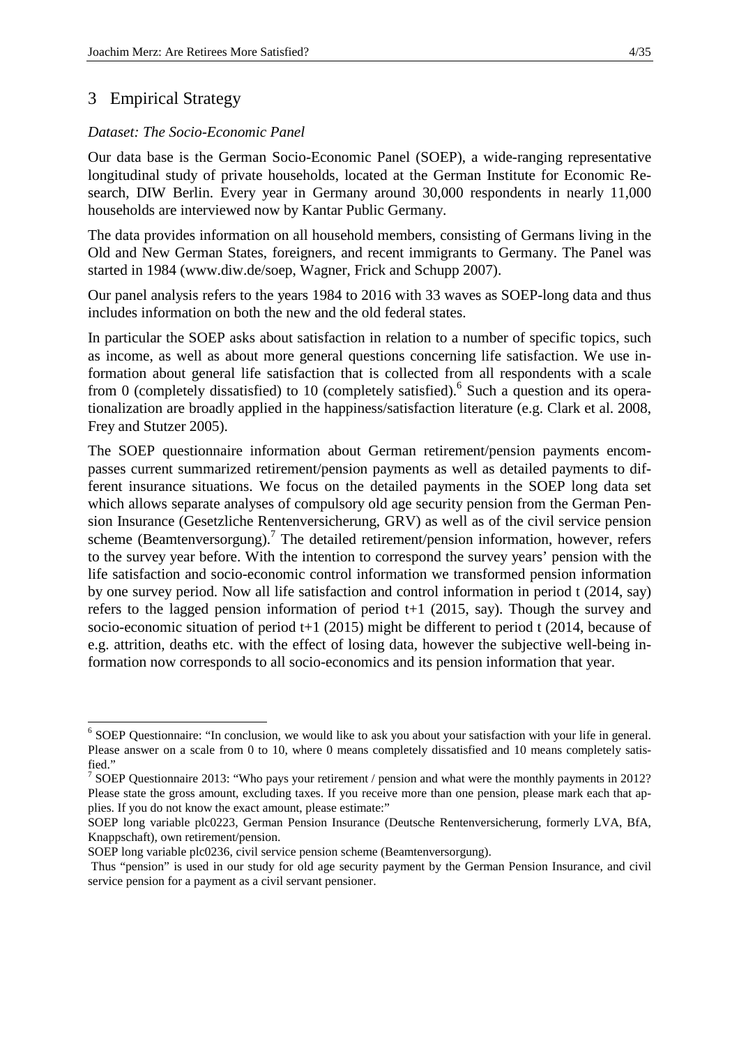## 3 Empirical Strategy

*Dataset: The Socio-Economic Panel*

Our data base is the German Socio-Economic Panel (SOEP), a wide-ranging representative longitudinal study of private households, located at the German Institute for Economic Research, DIW Berlin. Every year in Germany around 30,000 respondents in nearly 11,000 households are interviewed now by Kantar Public Germany.

The data provides information on all household members, consisting of Germans living in the Old and New German States, foreigners, and recent immigrants to Germany. The Panel was started in 1984 (www.diw.de/soep, Wagner, Frick and Schupp 2007).

Our panel analysis refers to the years 1984 to 2016 with 33 waves as SOEP-long data and thus includes information on both the new and the old federal states.

In particular the SOEP asks about satisfaction in relation to a number of specific topics, such as income, as well as about more general questions concerning life satisfaction. We use information about general life satisfaction that is collected from all respondents with a scale from 0 (completely dissatisfied) to 10 (completely satisfied).[6] Such a question and its operationalization are broadly applied in the happiness/satisfaction literature (e.g. Clark et al. 2008, Frey and Stutzer 2005).

The SOEP questionnaire information about German retirement/pension payments encompasses current summarized retirement/pension payments as well as detailed payments to different insurance situations. We focus on the detailed payments in the SOEP long data set which allows separate analyses of compulsory old age security pension from the German Pension Insurance (Gesetzliche Rentenversicherung, GRV) as well as of the civil service pension scheme (Beamtenversorgung).[7] The detailed retirement/pension information, however, refers to the survey year before. With the intention to correspond the survey years' pension with the life satisfaction and socio-economic control information we transformed pension information by one survey period. Now all life satisfaction and control information in period t (2014, say) refers to the lagged pension information of period t+1 (2015, say). Though the survey and socio-economic situation of period t+1 (2015) might be different to period t (2014, because of e.g. attrition, deaths etc. with the effect of losing data, however the subjective well-being information now corresponds to all socio-economics and its pension information that year.

---

[6] SOEP Questionnaire: "In conclusion, we would like to ask you about your satisfaction with your life in general. Please answer on a scale from 0 to 10, where 0 means completely dissatisfied and 10 means completely satisfied."

[7] SOEP Questionnaire 2013: "Who pays your retirement / pension and what were the monthly payments in 2012? Please state the gross amount, excluding taxes. If you receive more than one pension, please mark each that applies. If you do not know the exact amount, please estimate:"

SOEP long variable plc0223, German Pension Insurance (Deutsche Rentenversicherung, formerly LVA, BfA, Knappschaft), own retirement/pension.

SOEP long variable plc0236, civil service pension scheme (Beamtenversorgung).

Thus "pension" is used in our study for old age security payment by the German Pension Insurance, and civil service pension for a payment as a civil servant pensioner.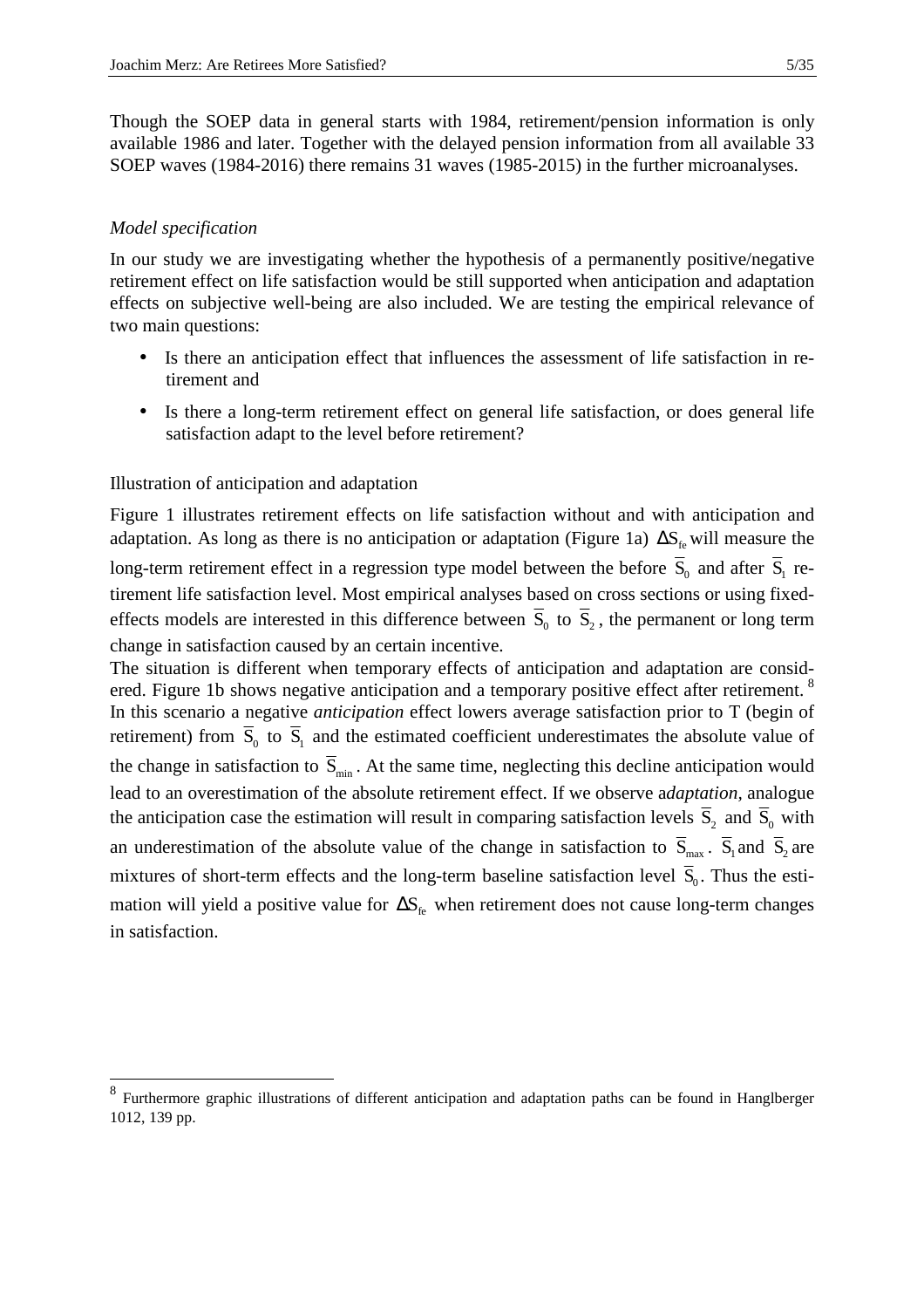Though the SOEP data in general starts with 1984, retirement/pension information is only available 1986 and later. Together with the delayed pension information from all available 33 SOEP waves (1984-2016) there remains 31 waves (1985-2015) in the further microanalyses.

*Model specification*

In our study we are investigating whether the hypothesis of a permanently positive/negative retirement effect on life satisfaction would be still supported when anticipation and adaptation effects on subjective well-being are also included. We are testing the empirical relevance of two main questions:

- Is there an anticipation effect that influences the assessment of life satisfaction in retirement and
- Is there a long-term retirement effect on general life satisfaction, or does general life satisfaction adapt to the level before retirement?

Illustration of anticipation and adaptation

Figure 1 illustrates retirement effects on life satisfaction without and with anticipation and adaptation. As long as there is no anticipation or adaptation (Figure 1a) $\Delta S_{fe}$ will measure the long-term retirement effect in a regression type model between the before $\overline{S}_0$ and after $\overline{S}_1$ retirement life satisfaction level. Most empirical analyses based on cross sections or using fixed-effects models are interested in this difference between $\overline{S}_0$ to $\overline{S}_2$, the permanent or long term change in satisfaction caused by an certain incentive.
The situation is different when temporary effects of anticipation and adaptation are considered. Figure 1b shows negative anticipation and a temporary positive effect after retirement. [8] In this scenario a negative *anticipation* effect lowers average satisfaction prior to T (begin of retirement) from $\overline{S}_0$ to $\overline{S}_1$ and the estimated coefficient underestimates the absolute value of the change in satisfaction to $\overline{S}_{min}$. At the same time, neglecting this decline anticipation would lead to an overestimation of the absolute retirement effect. If we observe a*daptation,* analogue the anticipation case the estimation will result in comparing satisfaction levels $\overline{S}_2$ and $\overline{S}_0$ with an underestimation of the absolute value of the change in satisfaction to $\overline{S}_{max}$. $\overline{S}_1$ and $\overline{S}_2$ are mixtures of short-term effects and the long-term baseline satisfaction level $\overline{S}_0$. Thus the estimation will yield a positive value for $\Delta S_{fe}$ when retirement does not cause long-term changes in satisfaction.

[8] Furthermore graphic illustrations of different anticipation and adaptation paths can be found in Hanglberger 1012, 139 pp.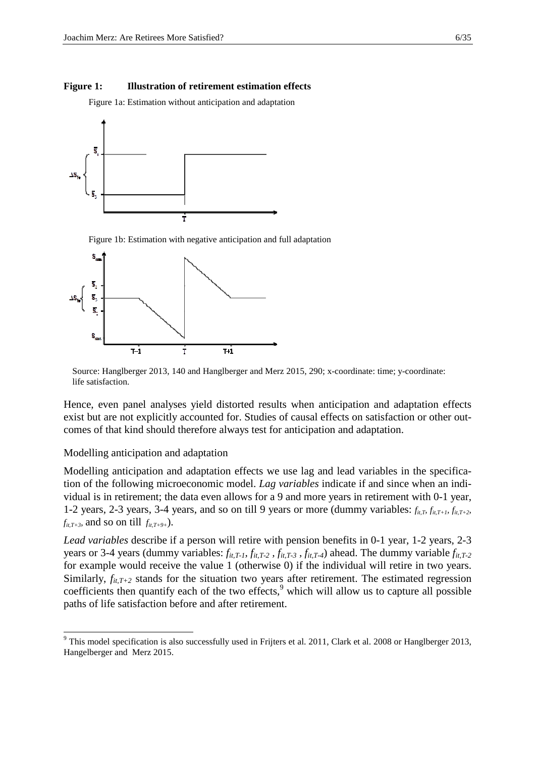**Figure 1: Illustration of retirement estimation effects**

Figure 1a: Estimation without anticipation and adaptation

Figure 1b: Estimation with negative anticipation and full adaptation

Source: Hanglberger 2013, 140 and Hanglberger and Merz 2015, 290; x-coordinate: time; y-coordinate: life satisfaction.

Hence, even panel analyses yield distorted results when anticipation and adaptation effects exist but are not explicitly accounted for. Studies of causal effects on satisfaction or other outcomes of that kind should therefore always test for anticipation and adaptation.

## Modelling anticipation and adaptation

Modelling anticipation and adaptation effects we use lag and lead variables in the specification of the following microeconomic model. *Lag variables* indicate if and since when an individual is in retirement; the data even allows for a 9 and more years in retirement with 0-1 year, 1-2 years, 2-3 years, 3-4 years, and so on till 9 years or more (dummy variables: $f_{it,T}$, $f_{it,T+1}$, $f_{it,T+2}$, $f_{it,T+3}$, and so on till $f_{it,T+9+}$).

*Lead variables* describe if a person will retire with pension benefits in 0-1 year, 1-2 years, 2-3 years or 3-4 years (dummy variables: $f_{it,T-1}$, $f_{it,T-2}$, $f_{it,T-3}$, $f_{it,T-4}$) ahead. The dummy variable $f_{it,T-2}$ for example would receive the value 1 (otherwise 0) if the individual will retire in two years. Similarly, $f_{it,T+2}$ stands for the situation two years after retirement. The estimated regression coefficients then quantify each of the two effects,[9] which will allow us to capture all possible paths of life satisfaction before and after retirement.

[9] This model specification is also successfully used in Frijters et al. 2011, Clark et al. 2008 or Hanglberger 2013, Hangelberger and Merz 2015.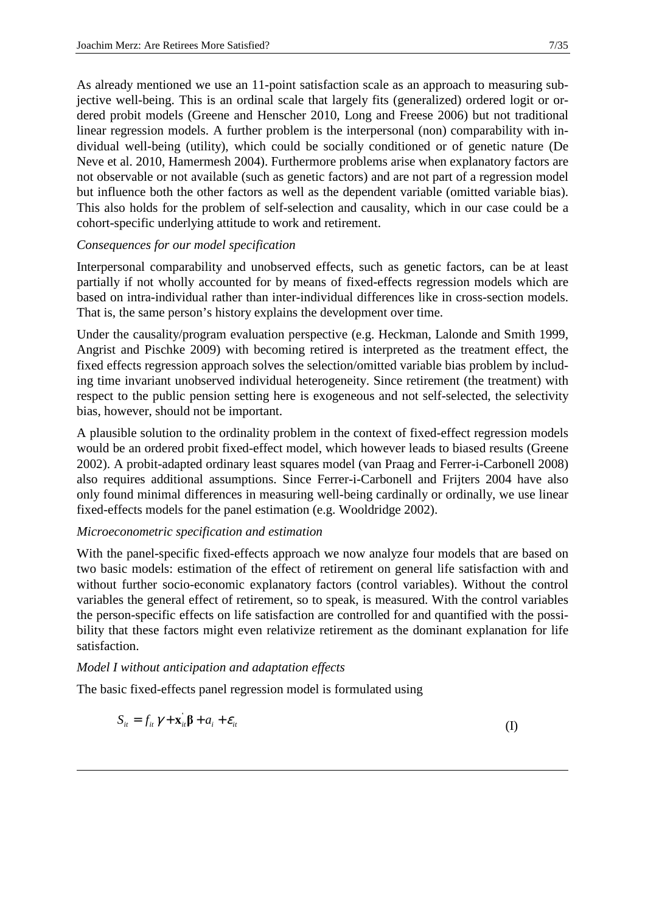As already mentioned we use an 11-point satisfaction scale as an approach to measuring subjective well-being. This is an ordinal scale that largely fits (generalized) ordered logit or ordered probit models (Greene and Henscher 2010, Long and Freese 2006) but not traditional linear regression models. A further problem is the interpersonal (non) comparability with individual well-being (utility), which could be socially conditioned or of genetic nature (De Neve et al. 2010, Hamermesh 2004). Furthermore problems arise when explanatory factors are not observable or not available (such as genetic factors) and are not part of a regression model but influence both the other factors as well as the dependent variable (omitted variable bias). This also holds for the problem of self-selection and causality, which in our case could be a cohort-specific underlying attitude to work and retirement.

*Consequences for our model specification*

Interpersonal comparability and unobserved effects, such as genetic factors, can be at least partially if not wholly accounted for by means of fixed-effects regression models which are based on intra-individual rather than inter-individual differences like in cross-section models. That is, the same person's history explains the development over time.

Under the causality/program evaluation perspective (e.g. Heckman, Lalonde and Smith 1999, Angrist and Pischke 2009) with becoming retired is interpreted as the treatment effect, the fixed effects regression approach solves the selection/omitted variable bias problem by including time invariant unobserved individual heterogeneity. Since retirement (the treatment) with respect to the public pension setting here is exogeneous and not self-selected, the selectivity bias, however, should not be important.

A plausible solution to the ordinality problem in the context of fixed-effect regression models would be an ordered probit fixed-effect model, which however leads to biased results (Greene 2002). A probit-adapted ordinary least squares model (van Praag and Ferrer-i-Carbonell 2008) also requires additional assumptions. Since Ferrer-i-Carbonell and Frijters 2004 have also only found minimal differences in measuring well-being cardinally or ordinally, we use linear fixed-effects models for the panel estimation (e.g. Wooldridge 2002).

*Microeconometric specification and estimation*

With the panel-specific fixed-effects approach we now analyze four models that are based on two basic models: estimation of the effect of retirement on general life satisfaction with and without further socio-economic explanatory factors (control variables). Without the control variables the general effect of retirement, so to speak, is measured. With the control variables the person-specific effects on life satisfaction are controlled for and quantified with the possibility that these factors might even relativize retirement as the dominant explanation for life satisfaction.

*Model I without anticipation and adaptation effects*

The basic fixed-effects panel regression model is formulated using

$$S_{it} = f_{it}\,\gamma + \mathbf{x}_{it}^{'}\boldsymbol{\beta} + a_i + \varepsilon_{it} \tag{I}$$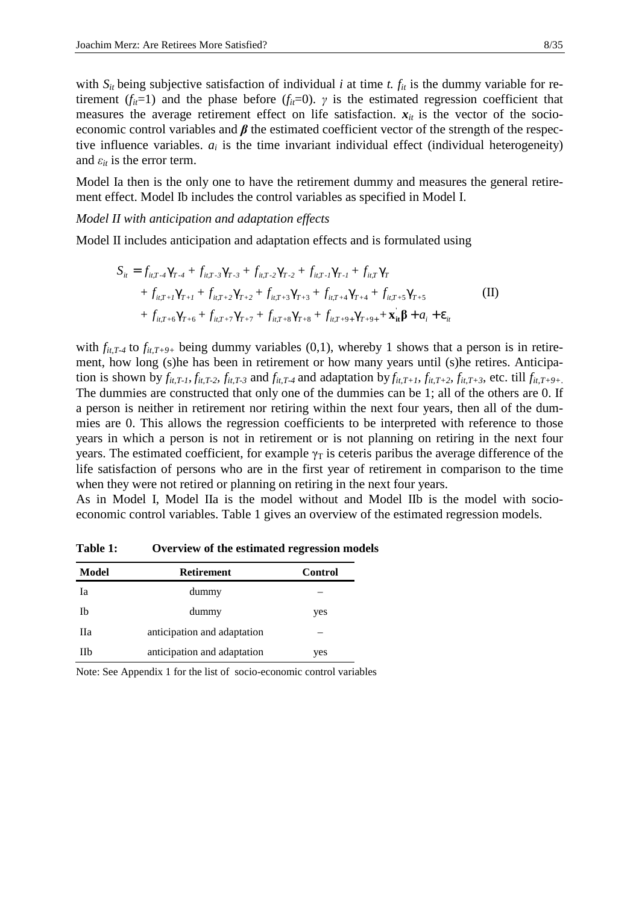with $S_{it}$ being subjective satisfaction of individual $i$ at time $t$. $f_{it}$ is the dummy variable for retirement ($f_{it}$=1) and the phase before ($f_{it}$=0). $\gamma$ is the estimated regression coefficient that measures the average retirement effect on life satisfaction. $\boldsymbol{x}_{it}$ is the vector of the socio-economic control variables and $\boldsymbol{\beta}$ the estimated coefficient vector of the strength of the respective influence variables. $a_i$ is the time invariant individual effect (individual heterogeneity) and $\varepsilon_{it}$ is the error term.

Model Ia then is the only one to have the retirement dummy and measures the general retirement effect. Model Ib includes the control variables as specified in Model I.

*Model II with anticipation and adaptation effects*

Model II includes anticipation and adaptation effects and is formulated using

$$
\begin{aligned}
S_{it} = {} & f_{it,T-4}\gamma_{T-4} + f_{it,T-3}\gamma_{T-3} + f_{it,T-2}\gamma_{T-2} + f_{it,T-1}\gamma_{T-1} + f_{it,T}\gamma_{T} \\
& + f_{it,T+1}\gamma_{T+1} + f_{it,T+2}\gamma_{T+2} + f_{it,T+3}\gamma_{T+3} + f_{it,T+4}\gamma_{T+4} + f_{it,T+5}\gamma_{T+5} \\
& + f_{it,T+6}\gamma_{T+6} + f_{it,T+7}\gamma_{T+7} + f_{it,T+8}\gamma_{T+8} + f_{it,T+9+}\gamma_{T+9+} + \mathbf{x}_{it}^{'}\boldsymbol{\beta} + a_i + \varepsilon_{it}
\end{aligned} \qquad \text{(II)}
$$

with $f_{it,T-4}$ to $f_{it,T+9+}$ being dummy variables (0,1), whereby 1 shows that a person is in retirement, how long (s)he has been in retirement or how many years until (s)he retires. Anticipation is shown by $f_{it,T-1}$, $f_{it,T-2}$, $f_{it,T-3}$ and $f_{it,T-4}$ and adaptation by $f_{it,T+1}$, $f_{it,T+2}$, $f_{it,T+3}$, etc. till $f_{it,T+9+}$. The dummies are constructed that only one of the dummies can be 1; all of the others are 0. If a person is neither in retirement nor retiring within the next four years, then all of the dummies are 0. This allows the regression coefficients to be interpreted with reference to those years in which a person is not in retirement or is not planning on retiring in the next four years. The estimated coefficient, for example $\gamma_T$ is ceteris paribus the average difference of the life satisfaction of persons who are in the first year of retirement in comparison to the time when they were not retired or planning on retiring in the next four years.

As in Model I, Model IIa is the model without and Model IIb is the model with socio-economic control variables. Table 1 gives an overview of the estimated regression models.

**Table 1: Overview of the estimated regression models**

| Model | Retirement | Control |
|---|---|---|
| Ia | dummy | – |
| Ib | dummy | yes |
| IIa | anticipation and adaptation | – |
| IIb | anticipation and adaptation | yes |

Note: See Appendix 1 for the list of socio-economic control variables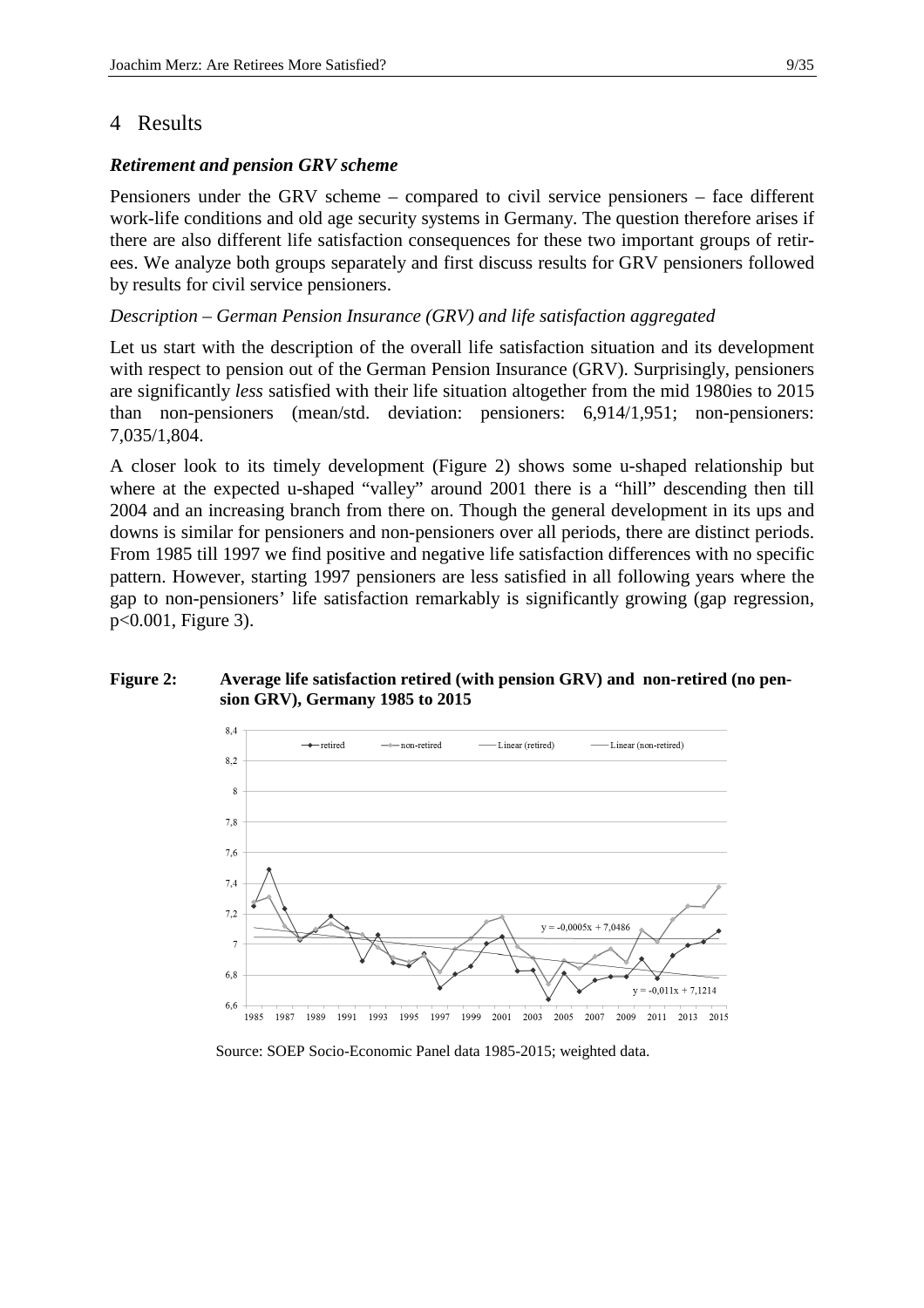# 4 Results

### *Retirement and pension GRV scheme*

Pensioners under the GRV scheme – compared to civil service pensioners – face different work-life conditions and old age security systems in Germany. The question therefore arises if there are also different life satisfaction consequences for these two important groups of retirees. We analyze both groups separately and first discuss results for GRV pensioners followed by results for civil service pensioners.

*Description – German Pension Insurance (GRV) and life satisfaction aggregated*

Let us start with the description of the overall life satisfaction situation and its development with respect to pension out of the German Pension Insurance (GRV). Surprisingly, pensioners are significantly *less* satisfied with their life situation altogether from the mid 1980ies to 2015 than non-pensioners (mean/std. deviation: pensioners: 6,914/1,951; non-pensioners: 7,035/1,804.

A closer look to its timely development (Figure 2) shows some u-shaped relationship but where at the expected u-shaped "valley" around 2001 there is a "hill" descending then till 2004 and an increasing branch from there on. Though the general development in its ups and downs is similar for pensioners and non-pensioners over all periods, there are distinct periods. From 1985 till 1997 we find positive and negative life satisfaction differences with no specific pattern. However, starting 1997 pensioners are less satisfied in all following years where the gap to non-pensioners' life satisfaction remarkably is significantly growing (gap regression, $p<0.001$, Figure 3).

**Figure 2: Average life satisfaction retired (with pension GRV) and non-retired (no pension GRV), Germany 1985 to 2015**

Source: SOEP Socio-Economic Panel data 1985-2015; weighted data.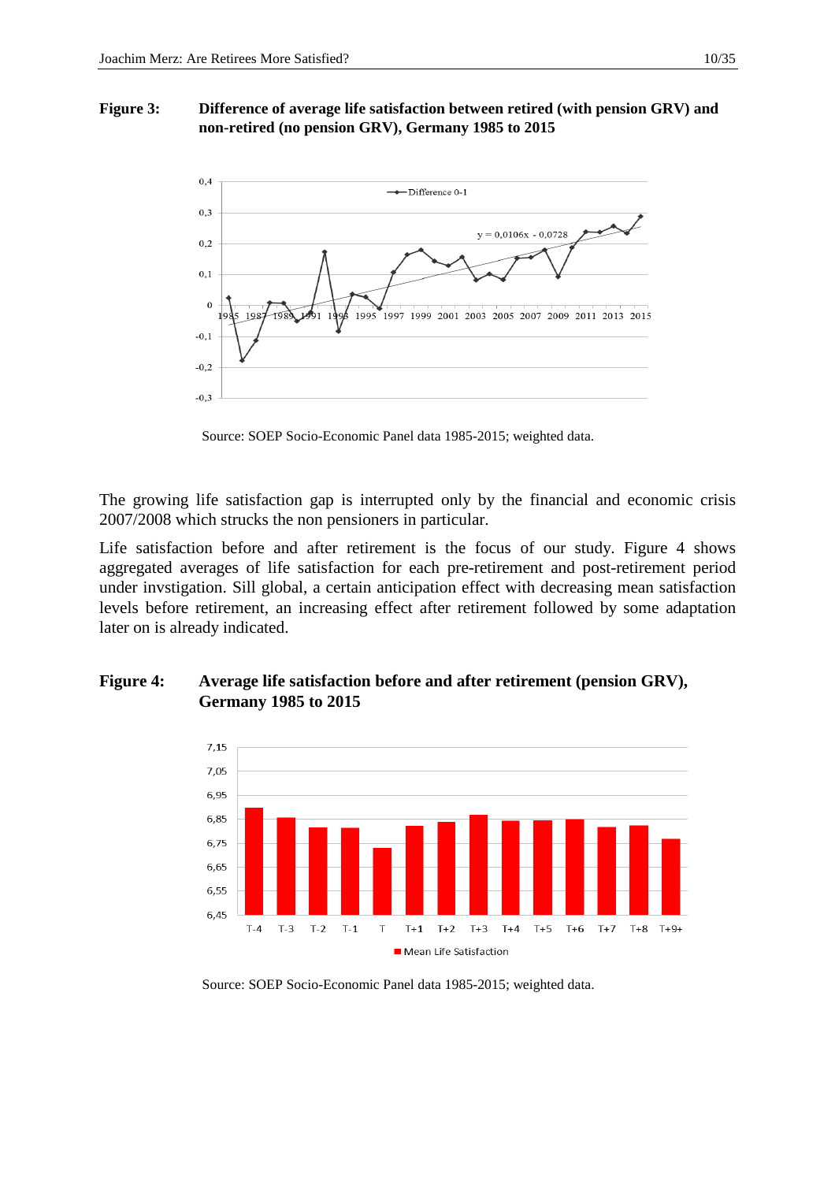**Figure 3:** **Difference of average life satisfaction between retired (with pension GRV) and non-retired (no pension GRV), Germany 1985 to 2015**

Source: SOEP Socio-Economic Panel data 1985-2015; weighted data.

The growing life satisfaction gap is interrupted only by the financial and economic crisis 2007/2008 which strucks the non pensioners in particular.

Life satisfaction before and after retirement is the focus of our study. Figure 4 shows aggregated averages of life satisfaction for each pre-retirement and post-retirement period under invstigation. Sill global, a certain anticipation effect with decreasing mean satisfaction levels before retirement, an increasing effect after retirement followed by some adaptation later on is already indicated.

**Figure 4:** **Average life satisfaction before and after retirement (pension GRV), Germany 1985 to 2015**

Source: SOEP Socio-Economic Panel data 1985-2015; weighted data.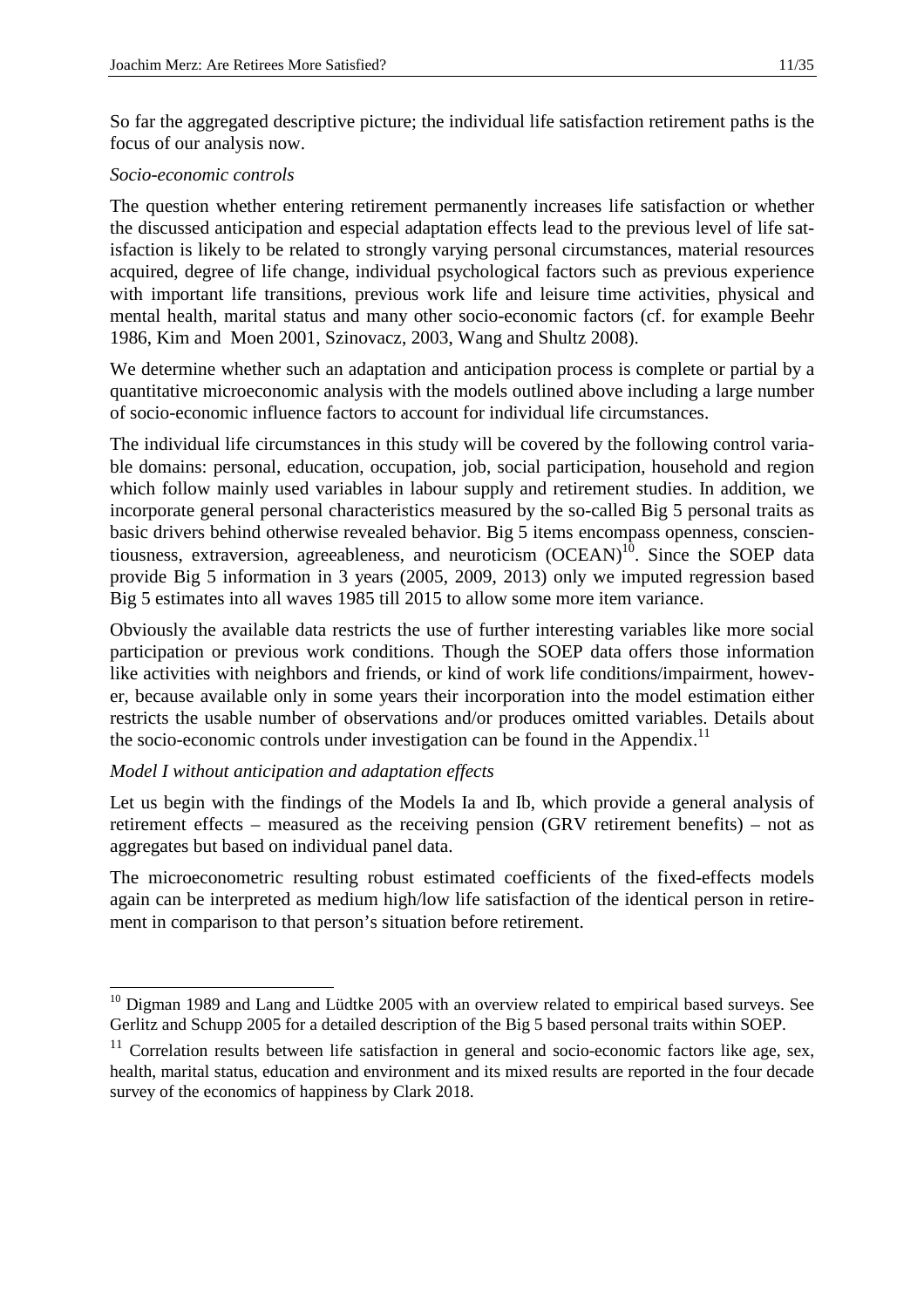So far the aggregated descriptive picture; the individual life satisfaction retirement paths is the focus of our analysis now.

*Socio-economic controls*

The question whether entering retirement permanently increases life satisfaction or whether the discussed anticipation and especial adaptation effects lead to the previous level of life satisfaction is likely to be related to strongly varying personal circumstances, material resources acquired, degree of life change, individual psychological factors such as previous experience with important life transitions, previous work life and leisure time activities, physical and mental health, marital status and many other socio-economic factors (cf. for example Beehr 1986, Kim and Moen 2001, Szinovacz, 2003, Wang and Shultz 2008).

We determine whether such an adaptation and anticipation process is complete or partial by a quantitative microeconomic analysis with the models outlined above including a large number of socio-economic influence factors to account for individual life circumstances.

The individual life circumstances in this study will be covered by the following control variable domains: personal, education, occupation, job, social participation, household and region which follow mainly used variables in labour supply and retirement studies. In addition, we incorporate general personal characteristics measured by the so-called Big 5 personal traits as basic drivers behind otherwise revealed behavior. Big 5 items encompass openness, conscientiousness, extraversion, agreeableness, and neuroticism (OCEAN)[10]. Since the SOEP data provide Big 5 information in 3 years (2005, 2009, 2013) only we imputed regression based Big 5 estimates into all waves 1985 till 2015 to allow some more item variance.

Obviously the available data restricts the use of further interesting variables like more social participation or previous work conditions. Though the SOEP data offers those information like activities with neighbors and friends, or kind of work life conditions/impairment, however, because available only in some years their incorporation into the model estimation either restricts the usable number of observations and/or produces omitted variables. Details about the socio-economic controls under investigation can be found in the Appendix.[11]

*Model I without anticipation and adaptation effects*

Let us begin with the findings of the Models Ia and Ib, which provide a general analysis of retirement effects – measured as the receiving pension (GRV retirement benefits) – not as aggregates but based on individual panel data.

The microeconometric resulting robust estimated coefficients of the fixed-effects models again can be interpreted as medium high/low life satisfaction of the identical person in retirement in comparison to that person's situation before retirement.

---

[10] Digman 1989 and Lang and Lüdtke 2005 with an overview related to empirical based surveys. See Gerlitz and Schupp 2005 for a detailed description of the Big 5 based personal traits within SOEP.

[11] Correlation results between life satisfaction in general and socio-economic factors like age, sex, health, marital status, education and environment and its mixed results are reported in the four decade survey of the economics of happiness by Clark 2018.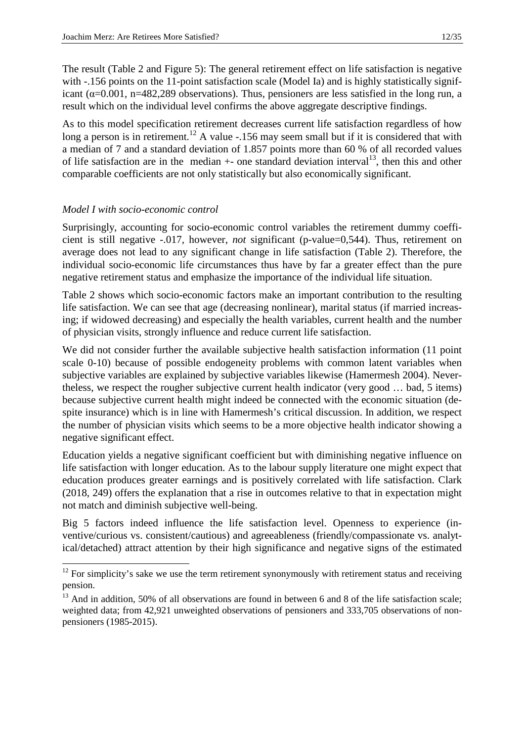The result (Table 2 and Figure 5): The general retirement effect on life satisfaction is negative with -.156 points on the 11-point satisfaction scale (Model Ia) and is highly statistically significant ($\alpha$=0.001, n=482,289 observations). Thus, pensioners are less satisfied in the long run, a result which on the individual level confirms the above aggregate descriptive findings.

As to this model specification retirement decreases current life satisfaction regardless of how long a person is in retirement.[12] A value -.156 may seem small but if it is considered that with a median of 7 and a standard deviation of 1.857 points more than 60 % of all recorded values of life satisfaction are in the median +- one standard deviation interval[13], then this and other comparable coefficients are not only statistically but also economically significant.

*Model I with socio-economic control*

Surprisingly, accounting for socio-economic control variables the retirement dummy coefficient is still negative -.017, however, *not* significant (p-value=0,544). Thus, retirement on average does not lead to any significant change in life satisfaction (Table 2). Therefore, the individual socio-economic life circumstances thus have by far a greater effect than the pure negative retirement status and emphasize the importance of the individual life situation.

Table 2 shows which socio-economic factors make an important contribution to the resulting life satisfaction. We can see that age (decreasing nonlinear), marital status (if married increasing; if widowed decreasing) and especially the health variables, current health and the number of physician visits, strongly influence and reduce current life satisfaction.

We did not consider further the available subjective health satisfaction information (11 point scale 0-10) because of possible endogeneity problems with common latent variables when subjective variables are explained by subjective variables likewise (Hamermesh 2004). Nevertheless, we respect the rougher subjective current health indicator (very good … bad, 5 items) because subjective current health might indeed be connected with the economic situation (despite insurance) which is in line with Hamermesh's critical discussion. In addition, we respect the number of physician visits which seems to be a more objective health indicator showing a negative significant effect.

Education yields a negative significant coefficient but with diminishing negative influence on life satisfaction with longer education. As to the labour supply literature one might expect that education produces greater earnings and is positively correlated with life satisfaction. Clark (2018, 249) offers the explanation that a rise in outcomes relative to that in expectation might not match and diminish subjective well-being.

Big 5 factors indeed influence the life satisfaction level. Openness to experience (inventive/curious vs. consistent/cautious) and agreeableness (friendly/compassionate vs. analytical/detached) attract attention by their high significance and negative signs of the estimated

---

[12] For simplicity's sake we use the term retirement synonymously with retirement status and receiving pension.

[13] And in addition, 50% of all observations are found in between 6 and 8 of the life satisfaction scale; weighted data; from 42,921 unweighted observations of pensioners and 333,705 observations of non-pensioners (1985-2015).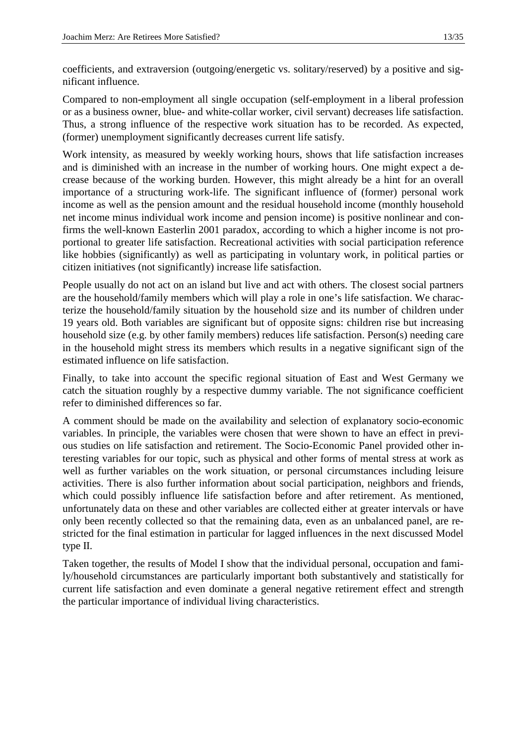coefficients, and extraversion (outgoing/energetic vs. solitary/reserved) by a positive and significant influence.

Compared to non-employment all single occupation (self-employment in a liberal profession or as a business owner, blue- and white-collar worker, civil servant) decreases life satisfaction. Thus, a strong influence of the respective work situation has to be recorded. As expected, (former) unemployment significantly decreases current life satisfy.

Work intensity, as measured by weekly working hours, shows that life satisfaction increases and is diminished with an increase in the number of working hours. One might expect a decrease because of the working burden. However, this might already be a hint for an overall importance of a structuring work-life. The significant influence of (former) personal work income as well as the pension amount and the residual household income (monthly household net income minus individual work income and pension income) is positive nonlinear and confirms the well-known Easterlin 2001 paradox, according to which a higher income is not proportional to greater life satisfaction. Recreational activities with social participation reference like hobbies (significantly) as well as participating in voluntary work, in political parties or citizen initiatives (not significantly) increase life satisfaction.

People usually do not act on an island but live and act with others. The closest social partners are the household/family members which will play a role in one's life satisfaction. We characterize the household/family situation by the household size and its number of children under 19 years old. Both variables are significant but of opposite signs: children rise but increasing household size (e.g. by other family members) reduces life satisfaction. Person(s) needing care in the household might stress its members which results in a negative significant sign of the estimated influence on life satisfaction.

Finally, to take into account the specific regional situation of East and West Germany we catch the situation roughly by a respective dummy variable. The not significance coefficient refer to diminished differences so far.

A comment should be made on the availability and selection of explanatory socio-economic variables. In principle, the variables were chosen that were shown to have an effect in previous studies on life satisfaction and retirement. The Socio-Economic Panel provided other interesting variables for our topic, such as physical and other forms of mental stress at work as well as further variables on the work situation, or personal circumstances including leisure activities. There is also further information about social participation, neighbors and friends, which could possibly influence life satisfaction before and after retirement. As mentioned, unfortunately data on these and other variables are collected either at greater intervals or have only been recently collected so that the remaining data, even as an unbalanced panel, are restricted for the final estimation in particular for lagged influences in the next discussed Model type II.

Taken together, the results of Model I show that the individual personal, occupation and family/household circumstances are particularly important both substantively and statistically for current life satisfaction and even dominate a general negative retirement effect and strength the particular importance of individual living characteristics.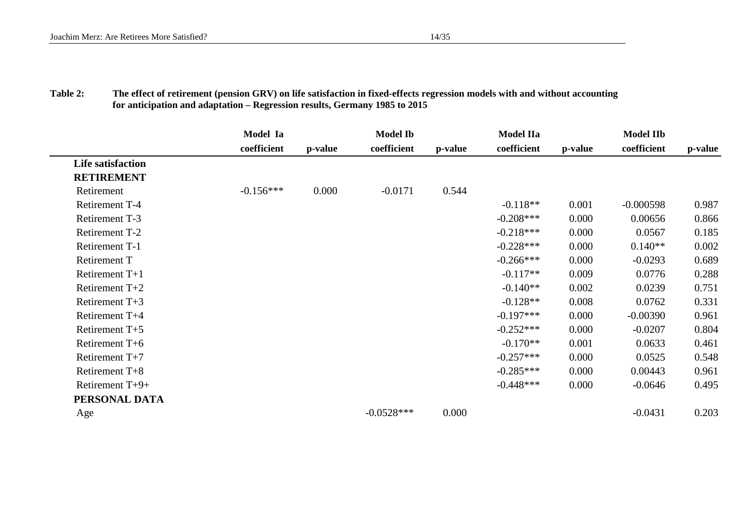**Table 2: The effect of retirement (pension GRV) on life satisfaction in fixed-effects regression models with and without accounting for anticipation and adaptation – Regression results, Germany 1985 to 2015**

| | Model Ia | | Model Ib | | Model IIa | | Model IIb | |
|---|---|---|---|---|---|---|---|---|
| | coefficient | p-value | coefficient | p-value | coefficient | p-value | coefficient | p-value |
| **Life satisfaction** | | | | | | | | |
| **RETIREMENT** | | | | | | | | |
| Retirement | -0.156*** | 0.000 | -0.0171 | 0.544 | | | | |
| Retirement T-4 | | | | | -0.118** | 0.001 | -0.000598 | 0.987 |
| Retirement T-3 | | | | | -0.208*** | 0.000 | 0.00656 | 0.866 |
| Retirement T-2 | | | | | -0.218*** | 0.000 | 0.0567 | 0.185 |
| Retirement T-1 | | | | | -0.228*** | 0.000 | 0.140** | 0.002 |
| Retirement T | | | | | -0.266*** | 0.000 | -0.0293 | 0.689 |
| Retirement T+1 | | | | | -0.117** | 0.009 | 0.0776 | 0.288 |
| Retirement T+2 | | | | | -0.140** | 0.002 | 0.0239 | 0.751 |
| Retirement T+3 | | | | | -0.128** | 0.008 | 0.0762 | 0.331 |
| Retirement T+4 | | | | | -0.197*** | 0.000 | -0.00390 | 0.961 |
| Retirement T+5 | | | | | -0.252*** | 0.000 | -0.0207 | 0.804 |
| Retirement T+6 | | | | | -0.170** | 0.001 | 0.0633 | 0.461 |
| Retirement T+7 | | | | | -0.257*** | 0.000 | 0.0525 | 0.548 |
| Retirement T+8 | | | | | -0.285*** | 0.000 | 0.00443 | 0.961 |
| Retirement T+9+ | | | | | -0.448*** | 0.000 | -0.0646 | 0.495 |
| **PERSONAL DATA** | | | | | | | | |
| Age | | | -0.0528*** | 0.000 | | | -0.0431 | 0.203 |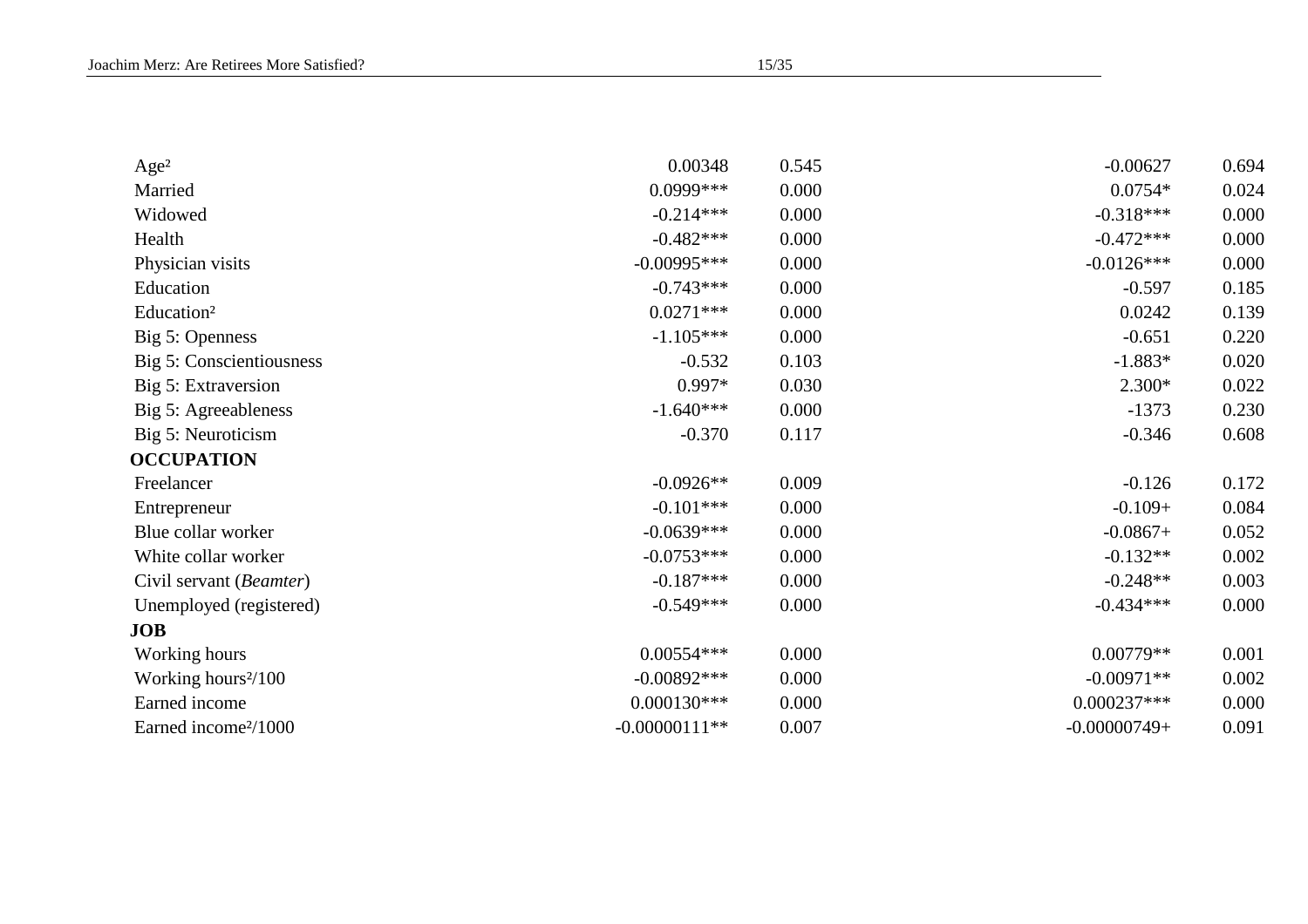| | | | | |
|---|---|---|---|---|
| Age² | 0.00348 | 0.545 | -0.00627 | 0.694 |
| Married | 0.0999*** | 0.000 | 0.0754* | 0.024 |
| Widowed | -0.214*** | 0.000 | -0.318*** | 0.000 |
| Health | -0.482*** | 0.000 | -0.472*** | 0.000 |
| Physician visits | -0.00995*** | 0.000 | -0.0126*** | 0.000 |
| Education | -0.743*** | 0.000 | -0.597 | 0.185 |
| Education² | 0.0271*** | 0.000 | 0.0242 | 0.139 |
| Big 5: Openness | -1.105*** | 0.000 | -0.651 | 0.220 |
| Big 5: Conscientiousness | -0.532 | 0.103 | -1.883* | 0.020 |
| Big 5: Extraversion | 0.997* | 0.030 | 2.300* | 0.022 |
| Big 5: Agreeableness | -1.640*** | 0.000 | -1373 | 0.230 |
| Big 5: Neuroticism | -0.370 | 0.117 | -0.346 | 0.608 |
| **OCCUPATION** | | | | |
| Freelancer | -0.0926** | 0.009 | -0.126 | 0.172 |
| Entrepreneur | -0.101*** | 0.000 | -0.109+ | 0.084 |
| Blue collar worker | -0.0639*** | 0.000 | -0.0867+ | 0.052 |
| White collar worker | -0.0753*** | 0.000 | -0.132** | 0.002 |
| Civil servant (*Beamter*) | -0.187*** | 0.000 | -0.248** | 0.003 |
| Unemployed (registered) | -0.549*** | 0.000 | -0.434*** | 0.000 |
| **JOB** | | | | |
| Working hours | 0.00554*** | 0.000 | 0.00779** | 0.001 |
| Working hours²/100 | -0.00892*** | 0.000 | -0.00971** | 0.002 |
| Earned income | 0.000130*** | 0.000 | 0.000237*** | 0.000 |
| Earned income²/1000 | -0.00000111** | 0.007 | -0.00000749+ | 0.091 |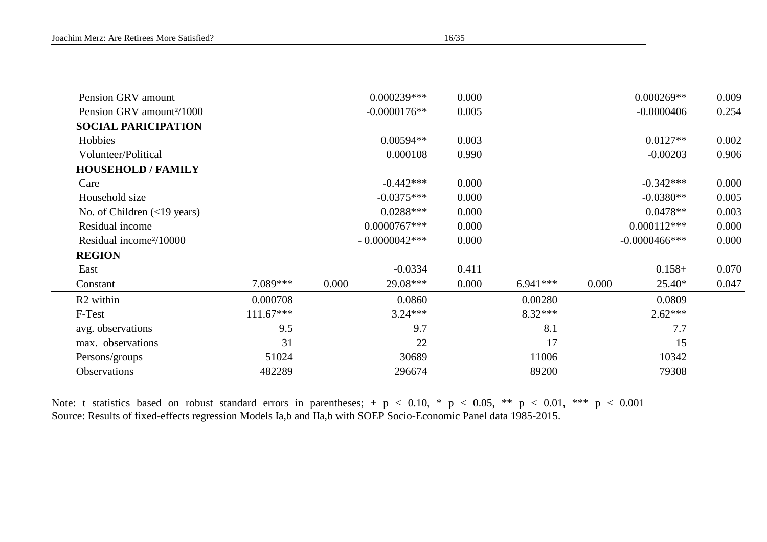| | | | | | | | | |
|---|---|---|---|---|---|---|---|---|
| Pension GRV amount | | | 0.000239*** | 0.000 | | | 0.000269** | 0.009 |
| Pension GRV amount²/1000 | | | -0.0000176** | 0.005 | | | -0.0000406 | 0.254 |
| **SOCIAL PARICIPATION** | | | | | | | | |
| Hobbies | | | 0.00594** | 0.003 | | | 0.0127** | 0.002 |
| Volunteer/Political | | | 0.000108 | 0.990 | | | -0.00203 | 0.906 |
| **HOUSEHOLD / FAMILY** | | | | | | | | |
| Care | | | -0.442*** | 0.000 | | | -0.342*** | 0.000 |
| Household size | | | -0.0375*** | 0.000 | | | -0.0380** | 0.005 |
| No. of Children (<19 years) | | | 0.0288*** | 0.000 | | | 0.0478** | 0.003 |
| Residual income | | | 0.0000767*** | 0.000 | | | 0.000112*** | 0.000 |
| Residual income²/10000 | | | - 0.0000042*** | 0.000 | | | -0.0000466*** | 0.000 |
| **REGION** | | | | | | | | |
| East | | | -0.0334 | 0.411 | | | 0.158+ | 0.070 |
| Constant | 7.089*** | 0.000 | 29.08*** | 0.000 | 6.941*** | 0.000 | 25.40* | 0.047 |
| R2 within | 0.000708 | | 0.0860 | | 0.00280 | | 0.0809 | |
| F-Test | 111.67*** | | 3.24*** | | 8.32*** | | 2.62*** | |
| avg. observations | 9.5 | | 9.7 | | 8.1 | | 7.7 | |
| max. observations | 31 | | 22 | | 17 | | 15 | |
| Persons/groups | 51024 | | 30689 | | 11006 | | 10342 | |
| Observations | 482289 | | 296674 | | 89200 | | 79308 | |

Note: t statistics based on robust standard errors in parentheses; + $p < 0.10$, * $p < 0.05$, ** $p < 0.01$, *** $p < 0.001$
Source: Results of fixed-effects regression Models Ia,b and IIa,b with SOEP Socio-Economic Panel data 1985-2015.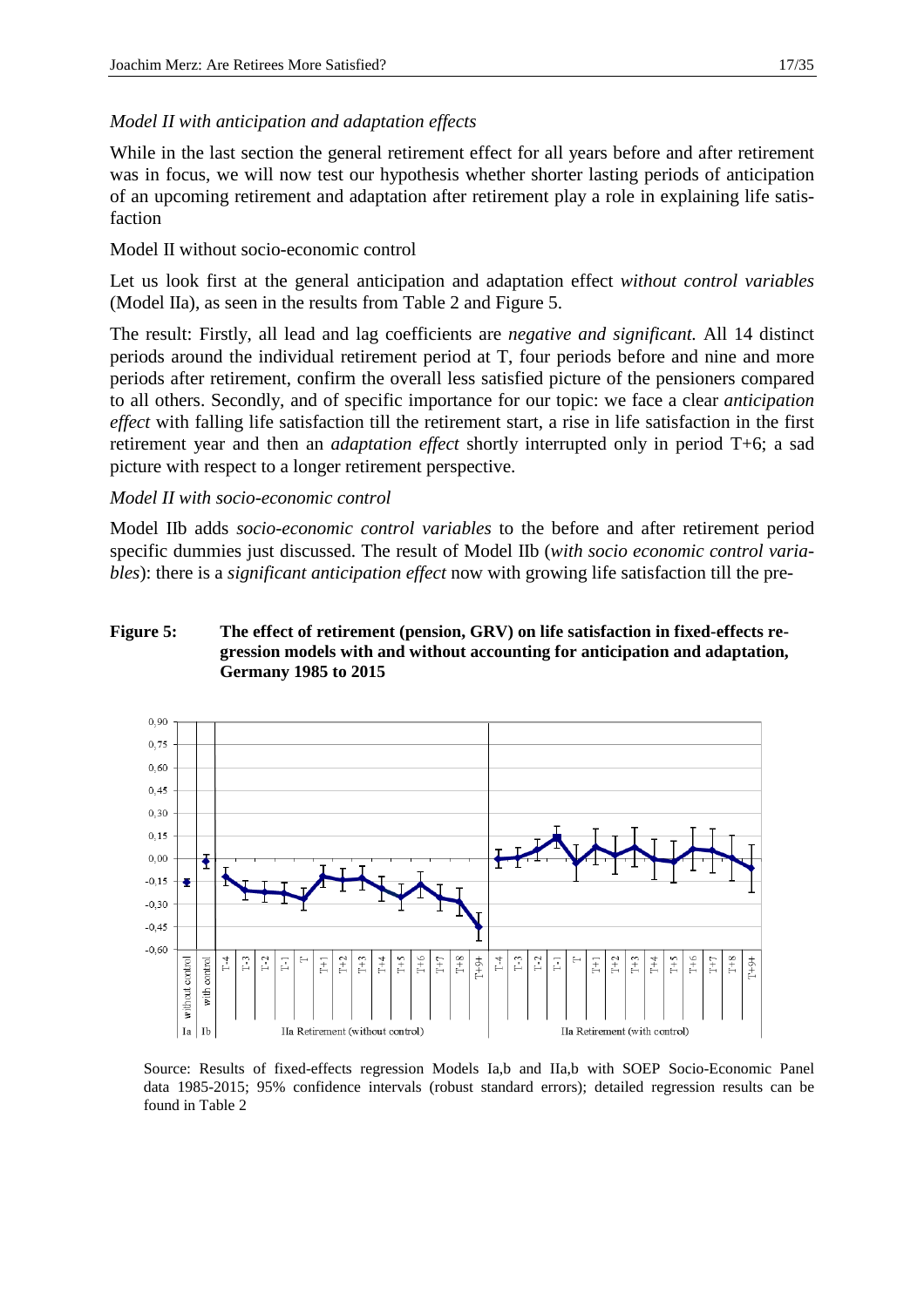*Model II with anticipation and adaptation effects*

While in the last section the general retirement effect for all years before and after retirement was in focus, we will now test our hypothesis whether shorter lasting periods of anticipation of an upcoming retirement and adaptation after retirement play a role in explaining life satisfaction

Model II without socio-economic control

Let us look first at the general anticipation and adaptation effect *without control variables* (Model IIa), as seen in the results from Table 2 and Figure 5.

The result: Firstly, all lead and lag coefficients are *negative and significant.* All 14 distinct periods around the individual retirement period at T, four periods before and nine and more periods after retirement, confirm the overall less satisfied picture of the pensioners compared to all others. Secondly, and of specific importance for our topic: we face a clear *anticipation effect* with falling life satisfaction till the retirement start, a rise in life satisfaction in the first retirement year and then an *adaptation effect* shortly interrupted only in period T+6; a sad picture with respect to a longer retirement perspective.

*Model II with socio-economic control*

Model IIb adds *socio-economic control variables* to the before and after retirement period specific dummies just discussed. The result of Model IIb (*with socio economic control variables*): there is a *significant anticipation effect* now with growing life satisfaction till the pre-

**Figure 5: The effect of retirement (pension, GRV) on life satisfaction in fixed-effects regression models with and without accounting for anticipation and adaptation, Germany 1985 to 2015**

Source: Results of fixed-effects regression Models Ia,b and IIa,b with SOEP Socio-Economic Panel data 1985-2015; 95% confidence intervals (robust standard errors); detailed regression results can be found in Table 2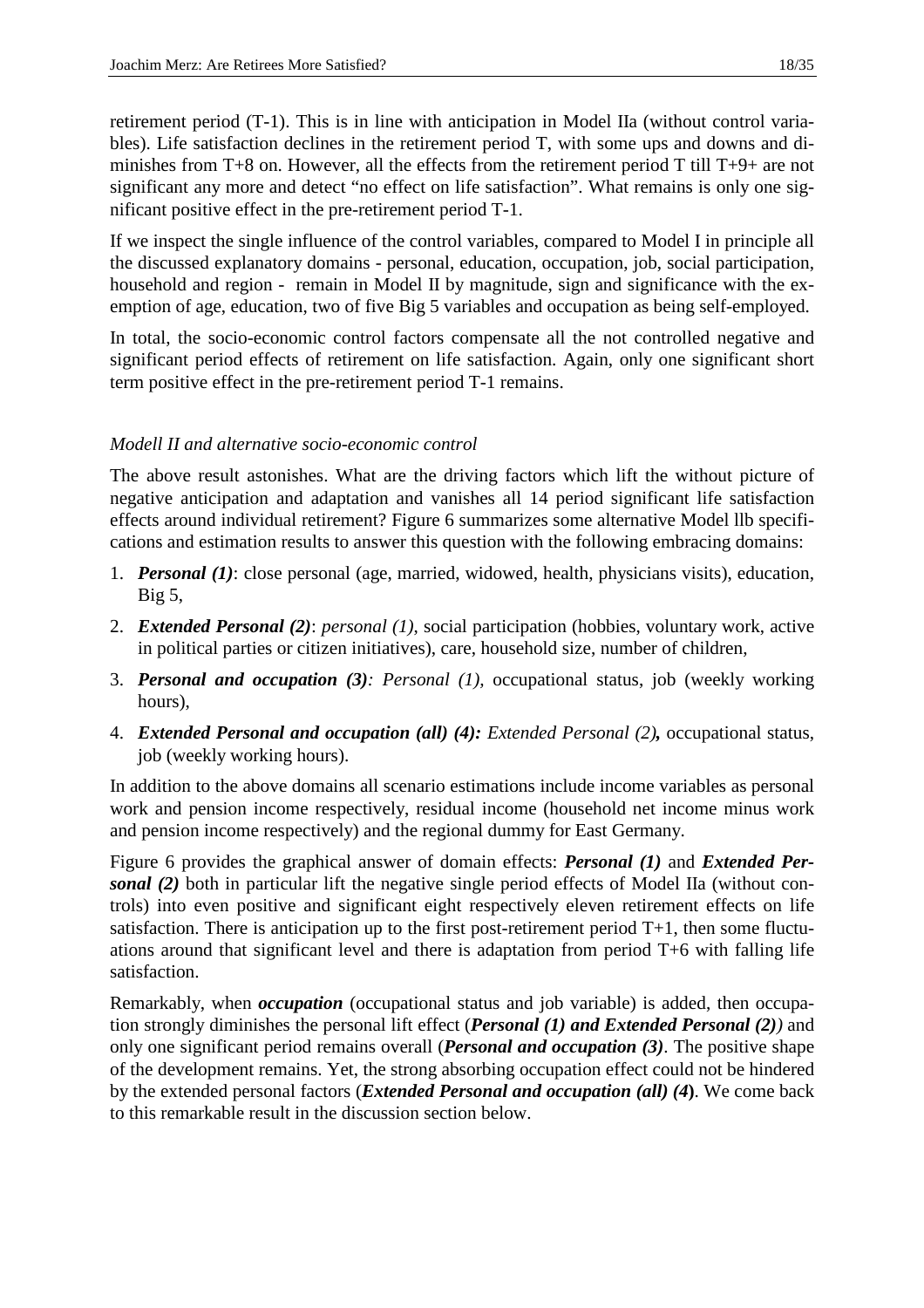retirement period (T-1). This is in line with anticipation in Model IIa (without control variables). Life satisfaction declines in the retirement period T, with some ups and downs and diminishes from T+8 on. However, all the effects from the retirement period T till T+9+ are not significant any more and detect "no effect on life satisfaction". What remains is only one significant positive effect in the pre-retirement period T-1.

If we inspect the single influence of the control variables, compared to Model I in principle all the discussed explanatory domains - personal, education, occupation, job, social participation, household and region - remain in Model II by magnitude, sign and significance with the exemption of age, education, two of five Big 5 variables and occupation as being self-employed.

In total, the socio-economic control factors compensate all the not controlled negative and significant period effects of retirement on life satisfaction. Again, only one significant short term positive effect in the pre-retirement period T-1 remains.

*Modell II and alternative socio-economic control*

The above result astonishes. What are the driving factors which lift the without picture of negative anticipation and adaptation and vanishes all 14 period significant life satisfaction effects around individual retirement? Figure 6 summarizes some alternative Model llb specifications and estimation results to answer this question with the following embracing domains:

1. ***Personal (1)***: close personal (age, married, widowed, health, physicians visits), education, Big 5,
2. ***Extended Personal (2)***: *personal (1)*, social participation (hobbies, voluntary work, active in political parties or citizen initiatives), care, household size, number of children,
3. ***Personal and occupation (3)****: Personal (1)*, occupational status, job (weekly working hours),
4. ***Extended Personal and occupation (all) (4):*** *Extended Personal (2)****,*** occupational status, job (weekly working hours).

In addition to the above domains all scenario estimations include income variables as personal work and pension income respectively, residual income (household net income minus work and pension income respectively) and the regional dummy for East Germany.

Figure 6 provides the graphical answer of domain effects: ***Personal (1)*** and ***Extended Personal (2)*** both in particular lift the negative single period effects of Model IIa (without controls) into even positive and significant eight respectively eleven retirement effects on life satisfaction. There is anticipation up to the first post-retirement period T+1, then some fluctuations around that significant level and there is adaptation from period T+6 with falling life satisfaction.

Remarkably, when ***occupation*** (occupational status and job variable) is added, then occupation strongly diminishes the personal lift effect (***Personal (1) and Extended Personal (2)****)* and only one significant period remains overall (***Personal and occupation (3)***. The positive shape of the development remains. Yet, the strong absorbing occupation effect could not be hindered by the extended personal factors (***Extended Personal and occupation (all) (4)***). We come back to this remarkable result in the discussion section below.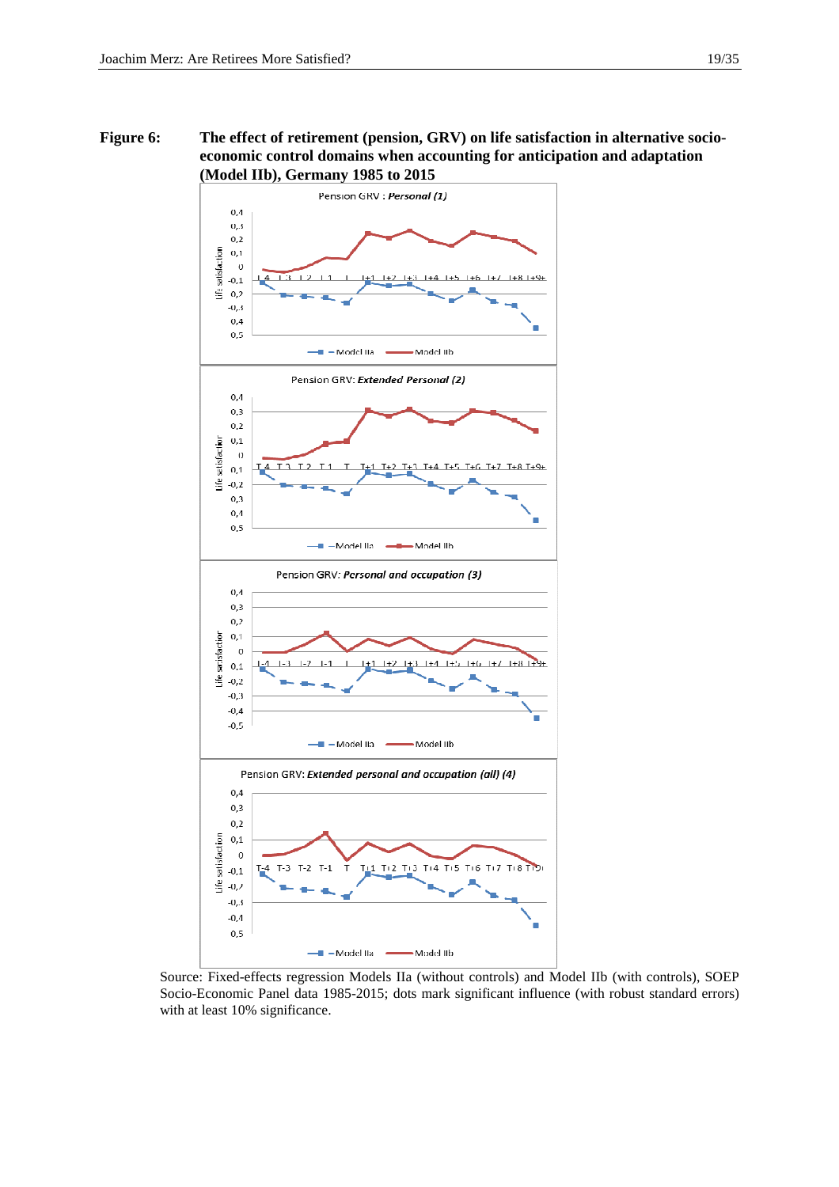**Figure 6: The effect of retirement (pension, GRV) on life satisfaction in alternative socio-economic control domains when accounting for anticipation and adaptation (Model IIb), Germany 1985 to 2015**

Source: Fixed-effects regression Models IIa (without controls) and Model IIb (with controls), SOEP Socio-Economic Panel data 1985-2015; dots mark significant influence (with robust standard errors) with at least 10% significance.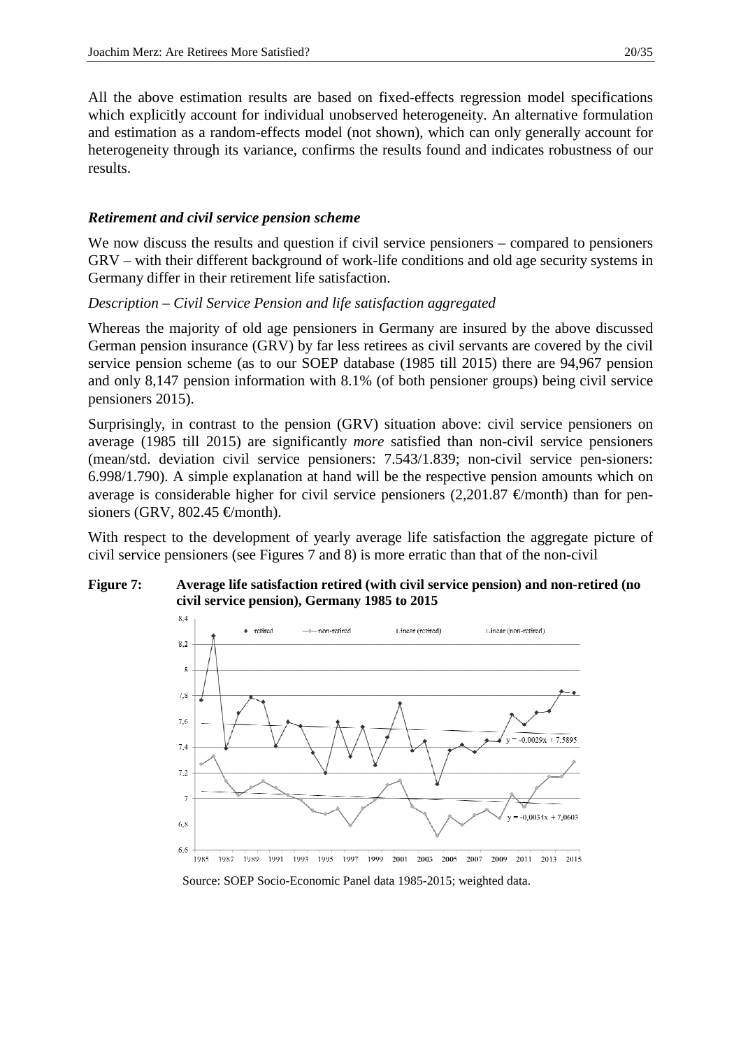All the above estimation results are based on fixed-effects regression model specifications which explicitly account for individual unobserved heterogeneity. An alternative formulation and estimation as a random-effects model (not shown), which can only generally account for heterogeneity through its variance, confirms the results found and indicates robustness of our results.

### *Retirement and civil service pension scheme*

We now discuss the results and question if civil service pensioners – compared to pensioners GRV – with their different background of work-life conditions and old age security systems in Germany differ in their retirement life satisfaction.

*Description – Civil Service Pension and life satisfaction aggregated*

Whereas the majority of old age pensioners in Germany are insured by the above discussed German pension insurance (GRV) by far less retirees as civil servants are covered by the civil service pension scheme (as to our SOEP database (1985 till 2015) there are 94,967 pension and only 8,147 pension information with 8.1% (of both pensioner groups) being civil service pensioners 2015).

Surprisingly, in contrast to the pension (GRV) situation above: civil service pensioners on average (1985 till 2015) are significantly *more* satisfied than non-civil service pensioners (mean/std. deviation civil service pensioners: 7.543/1.839; non-civil service pen-sioners: 6.998/1.790). A simple explanation at hand will be the respective pension amounts which on average is considerable higher for civil service pensioners (2,201.87 €/month) than for pen-sioners (GRV, 802.45 €/month).

With respect to the development of yearly average life satisfaction the aggregate picture of civil service pensioners (see Figures 7 and 8) is more erratic than that of the non-civil

**Figure 7: Average life satisfaction retired (with civil service pension) and non-retired (no civil service pension), Germany 1985 to 2015**

Source: SOEP Socio-Economic Panel data 1985-2015; weighted data.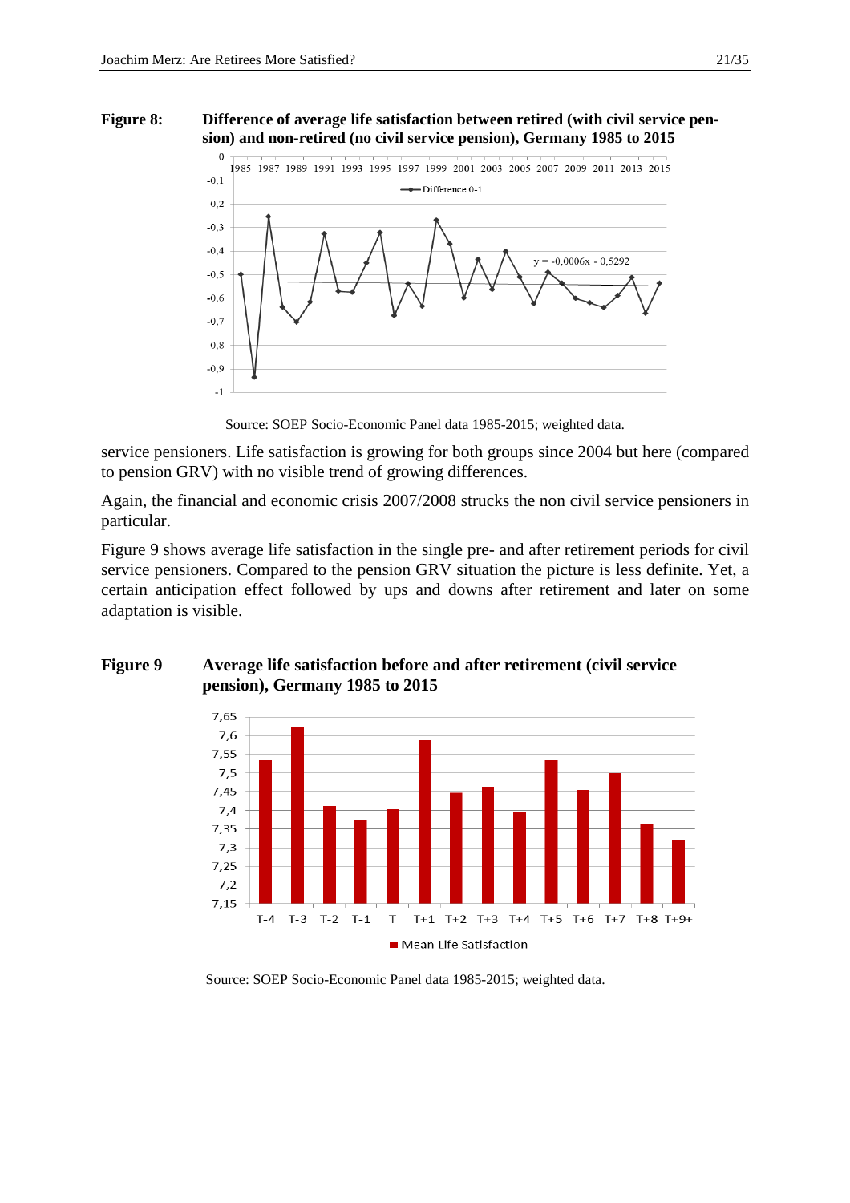**Figure 8: Difference of average life satisfaction between retired (with civil service pension) and non-retired (no civil service pension), Germany 1985 to 2015**

Source: SOEP Socio-Economic Panel data 1985-2015; weighted data.

service pensioners. Life satisfaction is growing for both groups since 2004 but here (compared to pension GRV) with no visible trend of growing differences.

Again, the financial and economic crisis 2007/2008 strucks the non civil service pensioners in particular.

Figure 9 shows average life satisfaction in the single pre- and after retirement periods for civil service pensioners. Compared to the pension GRV situation the picture is less definite. Yet, a certain anticipation effect followed by ups and downs after retirement and later on some adaptation is visible.

**Figure 9 Average life satisfaction before and after retirement (civil service pension), Germany 1985 to 2015**

Source: SOEP Socio-Economic Panel data 1985-2015; weighted data.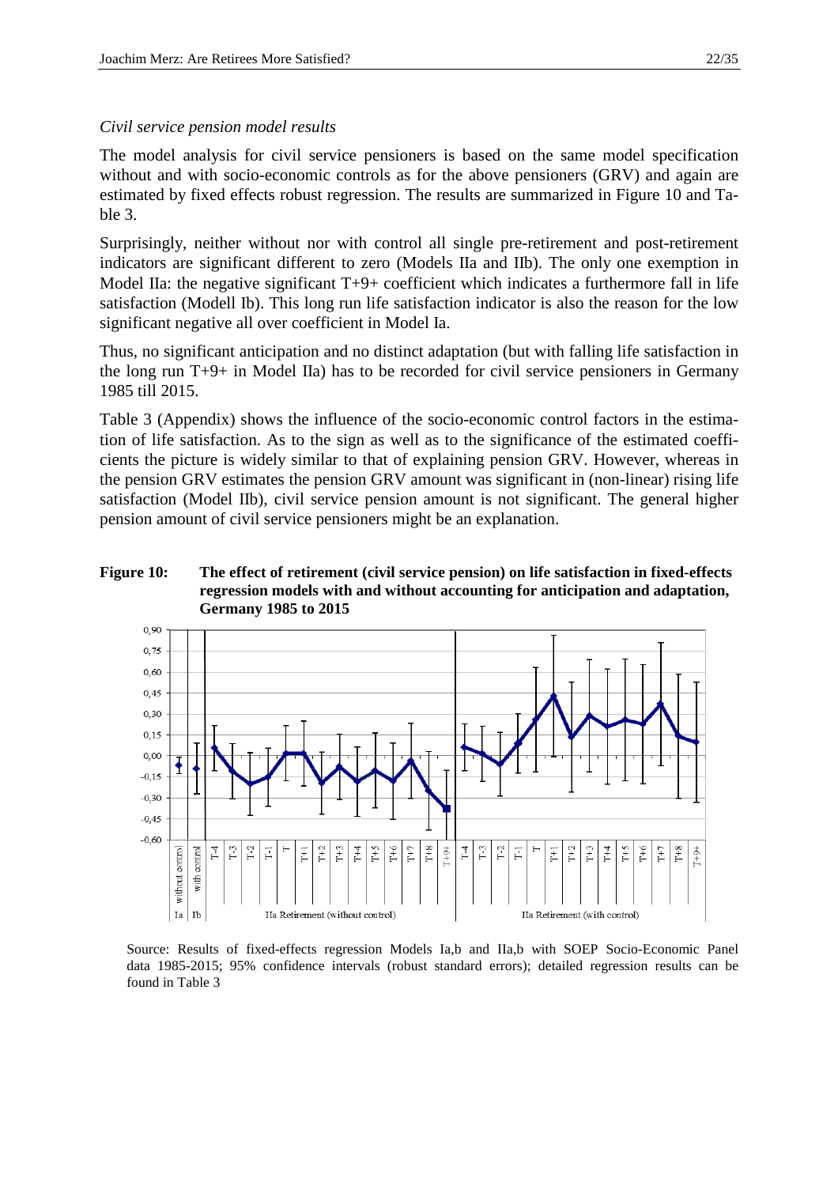*Civil service pension model results*

The model analysis for civil service pensioners is based on the same model specification without and with socio-economic controls as for the above pensioners (GRV) and again are estimated by fixed effects robust regression. The results are summarized in Figure 10 and Table 3.

Surprisingly, neither without nor with control all single pre-retirement and post-retirement indicators are significant different to zero (Models IIa and IIb). The only one exemption in Model IIa: the negative significant T+9+ coefficient which indicates a furthermore fall in life satisfaction (Modell Ib). This long run life satisfaction indicator is also the reason for the low significant negative all over coefficient in Model Ia.

Thus, no significant anticipation and no distinct adaptation (but with falling life satisfaction in the long run T+9+ in Model IIa) has to be recorded for civil service pensioners in Germany 1985 till 2015.

Table 3 (Appendix) shows the influence of the socio-economic control factors in the estimation of life satisfaction. As to the sign as well as to the significance of the estimated coefficients the picture is widely similar to that of explaining pension GRV. However, whereas in the pension GRV estimates the pension GRV amount was significant in (non-linear) rising life satisfaction (Model IIb), civil service pension amount is not significant. The general higher pension amount of civil service pensioners might be an explanation.

**Figure 10: The effect of retirement (civil service pension) on life satisfaction in fixed-effects regression models with and without accounting for anticipation and adaptation, Germany 1985 to 2015**

Source: Results of fixed-effects regression Models Ia,b and IIa,b with SOEP Socio-Economic Panel data 1985-2015; 95% confidence intervals (robust standard errors); detailed regression results can be found in Table 3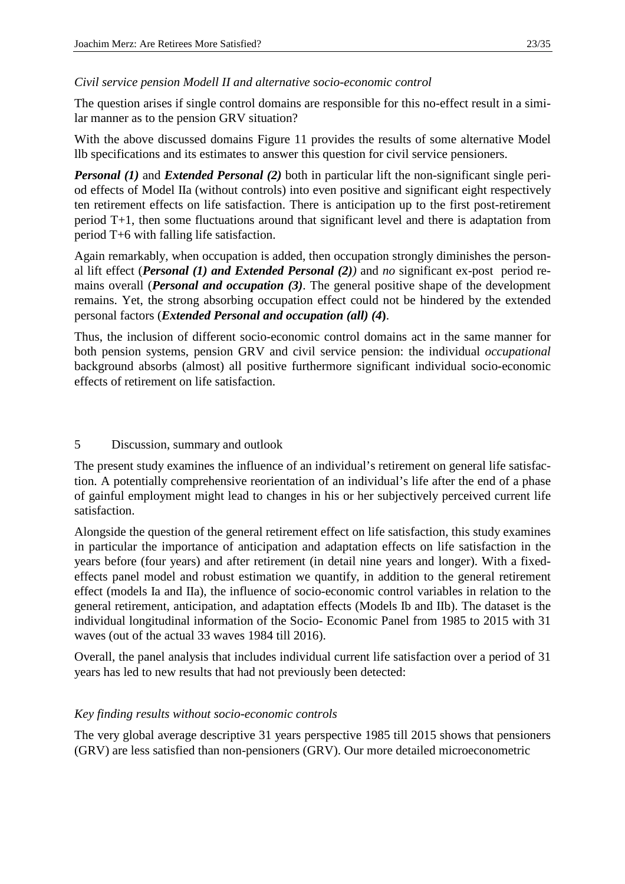*Civil service pension Modell II and alternative socio-economic control*

The question arises if single control domains are responsible for this no-effect result in a similar manner as to the pension GRV situation?

With the above discussed domains Figure 11 provides the results of some alternative Model llb specifications and its estimates to answer this question for civil service pensioners.

***Personal (1)*** and ***Extended Personal (2)*** both in particular lift the non-significant single period effects of Model IIa (without controls) into even positive and significant eight respectively ten retirement effects on life satisfaction. There is anticipation up to the first post-retirement period T+1, then some fluctuations around that significant level and there is adaptation from period T+6 with falling life satisfaction.

Again remarkably, when occupation is added, then occupation strongly diminishes the personal lift effect (***Personal (1) and Extended Personal (2)****)* and *no* significant ex-post period remains overall (***Personal and occupation (3)***. The general positive shape of the development remains. Yet, the strong absorbing occupation effect could not be hindered by the extended personal factors (***Extended Personal and occupation (all) (4)***.

Thus, the inclusion of different socio-economic control domains act in the same manner for both pension systems, pension GRV and civil service pension: the individual *occupational* background absorbs (almost) all positive furthermore significant individual socio-economic effects of retirement on life satisfaction.

## 5 Discussion, summary and outlook

The present study examines the influence of an individual's retirement on general life satisfaction. A potentially comprehensive reorientation of an individual's life after the end of a phase of gainful employment might lead to changes in his or her subjectively perceived current life satisfaction.

Alongside the question of the general retirement effect on life satisfaction, this study examines in particular the importance of anticipation and adaptation effects on life satisfaction in the years before (four years) and after retirement (in detail nine years and longer). With a fixed-effects panel model and robust estimation we quantify, in addition to the general retirement effect (models Ia and IIa), the influence of socio-economic control variables in relation to the general retirement, anticipation, and adaptation effects (Models Ib and IIb). The dataset is the individual longitudinal information of the Socio- Economic Panel from 1985 to 2015 with 31 waves (out of the actual 33 waves 1984 till 2016).

Overall, the panel analysis that includes individual current life satisfaction over a period of 31 years has led to new results that had not previously been detected:

*Key finding results without socio-economic controls*

The very global average descriptive 31 years perspective 1985 till 2015 shows that pensioners (GRV) are less satisfied than non-pensioners (GRV). Our more detailed microeconometric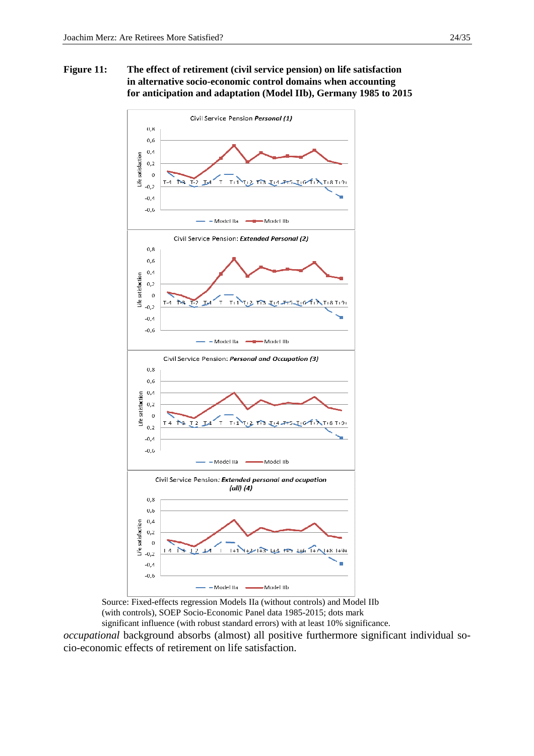**Figure 11: The effect of retirement (civil service pension) on life satisfaction in alternative socio-economic control domains when accounting for anticipation and adaptation (Model IIb), Germany 1985 to 2015**

Source: Fixed-effects regression Models IIa (without controls) and Model IIb (with controls), SOEP Socio-Economic Panel data 1985-2015; dots mark significant influence (with robust standard errors) with at least 10% significance.

*occupational* background absorbs (almost) all positive furthermore significant individual socio-economic effects of retirement on life satisfaction.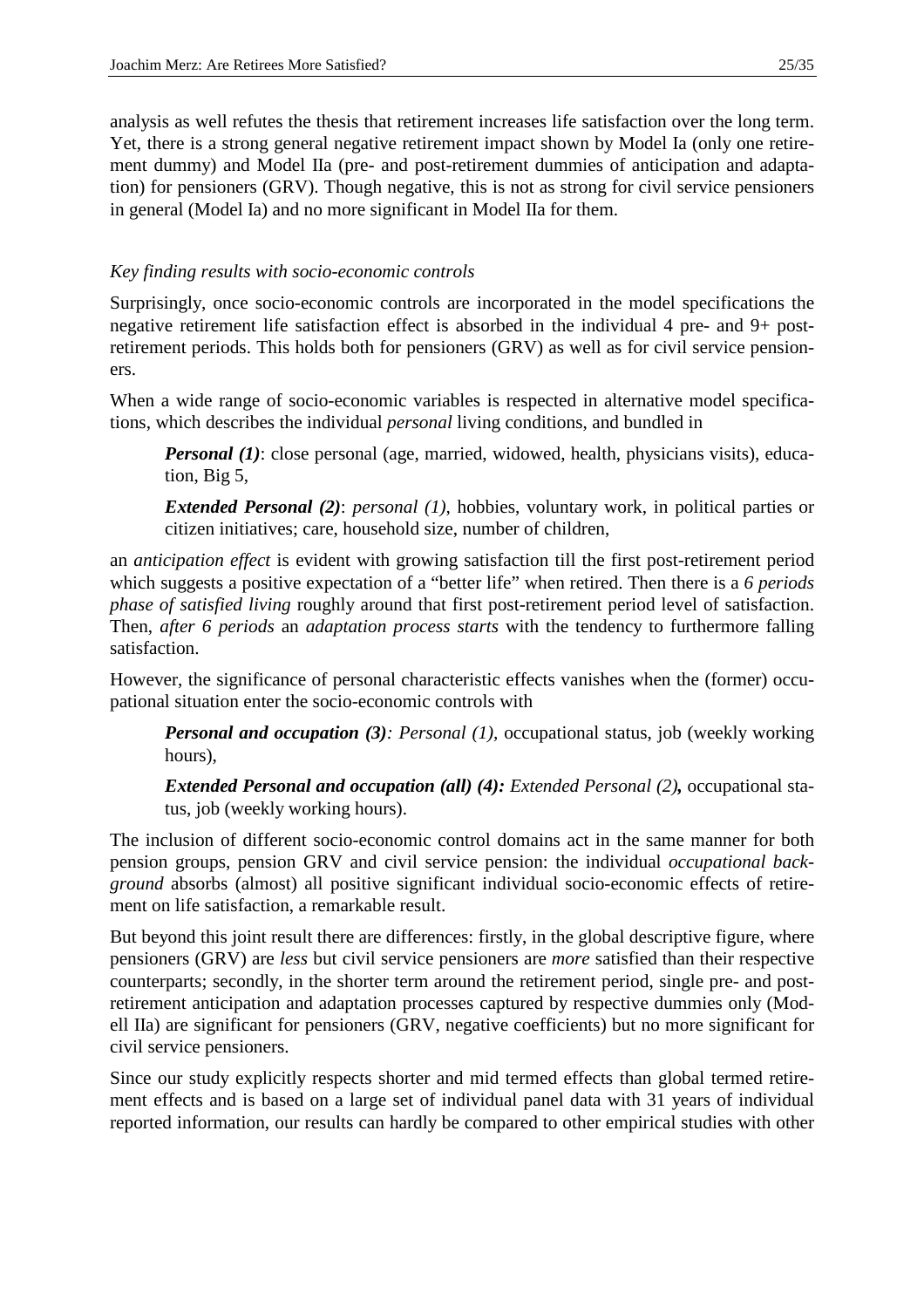analysis as well refutes the thesis that retirement increases life satisfaction over the long term. Yet, there is a strong general negative retirement impact shown by Model Ia (only one retirement dummy) and Model IIa (pre- and post-retirement dummies of anticipation and adaptation) for pensioners (GRV). Though negative, this is not as strong for civil service pensioners in general (Model Ia) and no more significant in Model IIa for them.

*Key finding results with socio-economic controls*

Surprisingly, once socio-economic controls are incorporated in the model specifications the negative retirement life satisfaction effect is absorbed in the individual 4 pre- and 9+ post-retirement periods. This holds both for pensioners (GRV) as well as for civil service pensioners.

When a wide range of socio-economic variables is respected in alternative model specifications, which describes the individual *personal* living conditions, and bundled in

> ***Personal (1)***: close personal (age, married, widowed, health, physicians visits), education, Big 5,
>
> ***Extended Personal (2)***: *personal (1)*, hobbies, voluntary work, in political parties or citizen initiatives; care, household size, number of children,

an *anticipation effect* is evident with growing satisfaction till the first post-retirement period which suggests a positive expectation of a "better life" when retired. Then there is a *6 periods phase of satisfied living* roughly around that first post-retirement period level of satisfaction. Then, *after 6 periods* an *adaptation process starts* with the tendency to furthermore falling satisfaction.

However, the significance of personal characteristic effects vanishes when the (former) occupational situation enter the socio-economic controls with

> ***Personal and occupation (3)****: Personal (1),* occupational status, job (weekly working hours),
>
> ***Extended Personal and occupation (all) (4):*** *Extended Personal (2)***,** occupational status, job (weekly working hours).

The inclusion of different socio-economic control domains act in the same manner for both pension groups, pension GRV and civil service pension: the individual *occupational background* absorbs (almost) all positive significant individual socio-economic effects of retirement on life satisfaction, a remarkable result.

But beyond this joint result there are differences: firstly, in the global descriptive figure, where pensioners (GRV) are *less* but civil service pensioners are *more* satisfied than their respective counterparts; secondly, in the shorter term around the retirement period, single pre- and post-retirement anticipation and adaptation processes captured by respective dummies only (Modell IIa) are significant for pensioners (GRV, negative coefficients) but no more significant for civil service pensioners.

Since our study explicitly respects shorter and mid termed effects than global termed retirement effects and is based on a large set of individual panel data with 31 years of individual reported information, our results can hardly be compared to other empirical studies with other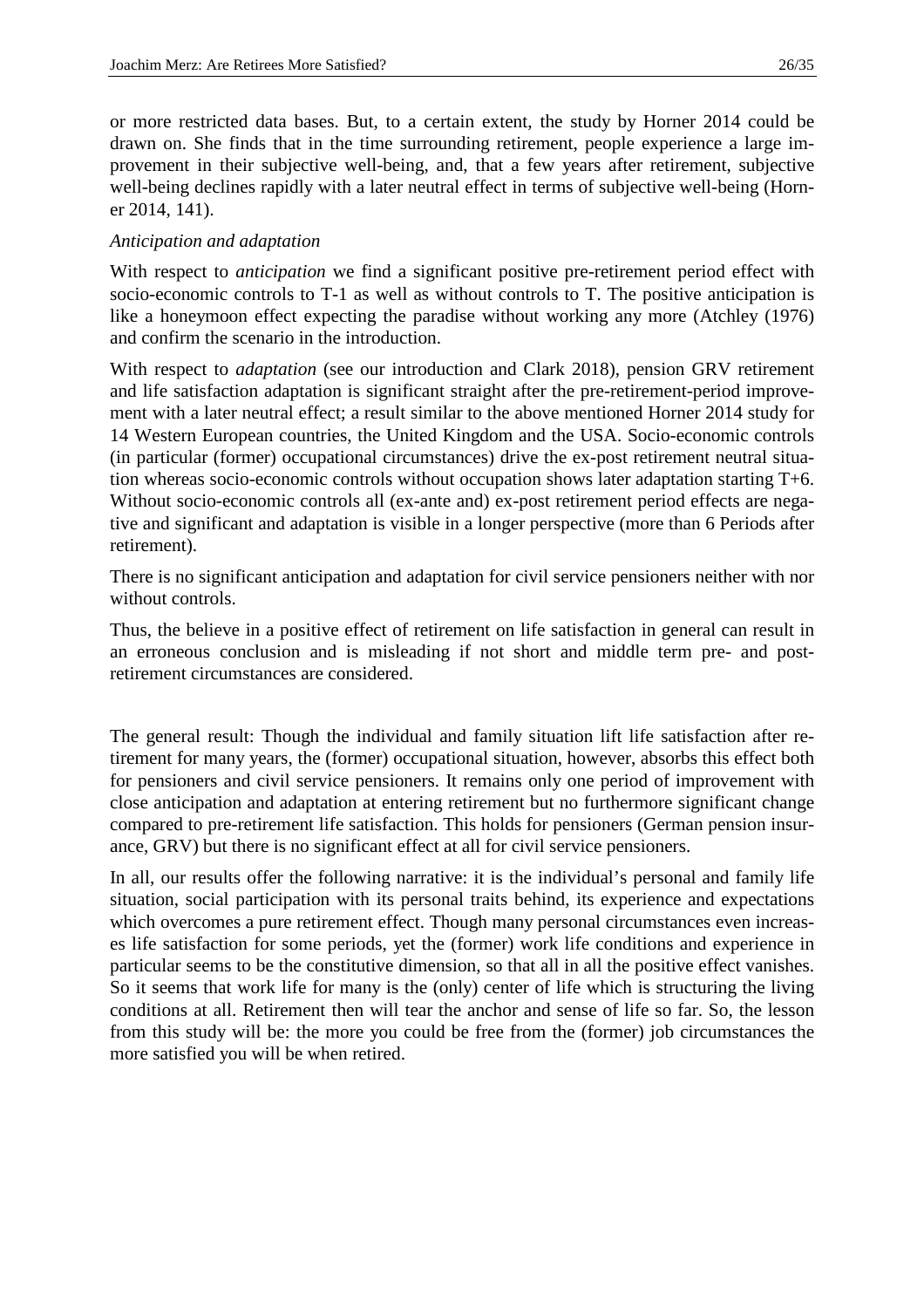or more restricted data bases. But, to a certain extent, the study by Horner 2014 could be drawn on. She finds that in the time surrounding retirement, people experience a large improvement in their subjective well-being, and, that a few years after retirement, subjective well-being declines rapidly with a later neutral effect in terms of subjective well-being (Horner 2014, 141).

*Anticipation and adaptation*

With respect to *anticipation* we find a significant positive pre-retirement period effect with socio-economic controls to T-1 as well as without controls to T. The positive anticipation is like a honeymoon effect expecting the paradise without working any more (Atchley (1976) and confirm the scenario in the introduction.

With respect to *adaptation* (see our introduction and Clark 2018), pension GRV retirement and life satisfaction adaptation is significant straight after the pre-retirement-period improvement with a later neutral effect; a result similar to the above mentioned Horner 2014 study for 14 Western European countries, the United Kingdom and the USA. Socio-economic controls (in particular (former) occupational circumstances) drive the ex-post retirement neutral situation whereas socio-economic controls without occupation shows later adaptation starting T+6. Without socio-economic controls all (ex-ante and) ex-post retirement period effects are negative and significant and adaptation is visible in a longer perspective (more than 6 Periods after retirement).

There is no significant anticipation and adaptation for civil service pensioners neither with nor without controls.

Thus, the believe in a positive effect of retirement on life satisfaction in general can result in an erroneous conclusion and is misleading if not short and middle term pre- and post-retirement circumstances are considered.

The general result: Though the individual and family situation lift life satisfaction after retirement for many years, the (former) occupational situation, however, absorbs this effect both for pensioners and civil service pensioners. It remains only one period of improvement with close anticipation and adaptation at entering retirement but no furthermore significant change compared to pre-retirement life satisfaction. This holds for pensioners (German pension insurance, GRV) but there is no significant effect at all for civil service pensioners.

In all, our results offer the following narrative: it is the individual's personal and family life situation, social participation with its personal traits behind, its experience and expectations which overcomes a pure retirement effect. Though many personal circumstances even increases life satisfaction for some periods, yet the (former) work life conditions and experience in particular seems to be the constitutive dimension, so that all in all the positive effect vanishes. So it seems that work life for many is the (only) center of life which is structuring the living conditions at all. Retirement then will tear the anchor and sense of life so far. So, the lesson from this study will be: the more you could be free from the (former) job circumstances the more satisfied you will be when retired.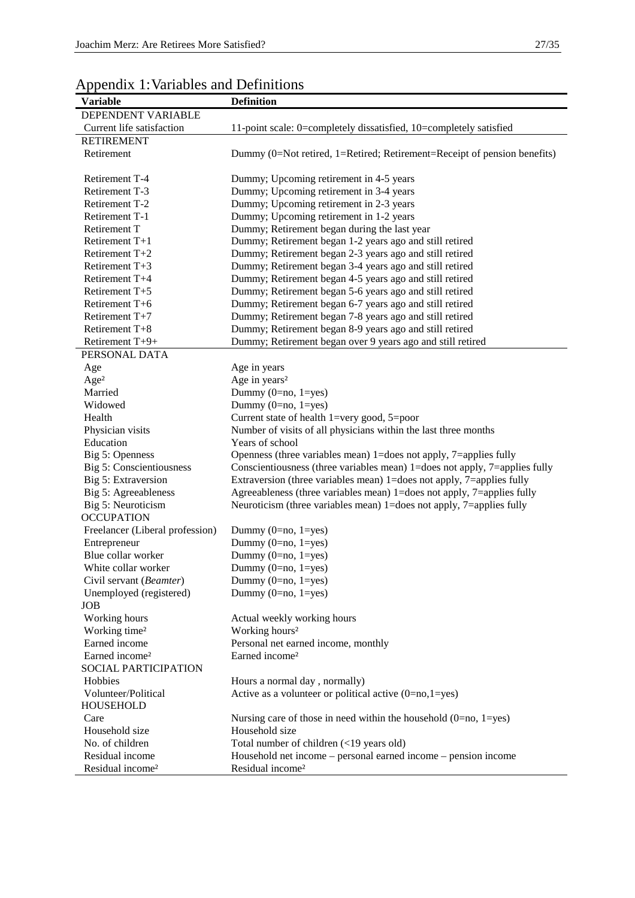## Appendix 1: Variables and Definitions

| Variable | Definition |
|---|---|
| DEPENDENT VARIABLE | |
| Current life satisfaction | 11-point scale: 0=completely dissatisfied, 10=completely satisfied |
| RETIREMENT | |
| Retirement | Dummy (0=Not retired, 1=Retired; Retirement=Receipt of pension benefits) |
| Retirement T-4 | Dummy; Upcoming retirement in 4-5 years |
| Retirement T-3 | Dummy; Upcoming retirement in 3-4 years |
| Retirement T-2 | Dummy; Upcoming retirement in 2-3 years |
| Retirement T-1 | Dummy; Upcoming retirement in 1-2 years |
| Retirement T | Dummy; Retirement began during the last year |
| Retirement T+1 | Dummy; Retirement began 1-2 years ago and still retired |
| Retirement T+2 | Dummy; Retirement began 2-3 years ago and still retired |
| Retirement T+3 | Dummy; Retirement began 3-4 years ago and still retired |
| Retirement T+4 | Dummy; Retirement began 4-5 years ago and still retired |
| Retirement T+5 | Dummy; Retirement began 5-6 years ago and still retired |
| Retirement T+6 | Dummy; Retirement began 6-7 years ago and still retired |
| Retirement T+7 | Dummy; Retirement began 7-8 years ago and still retired |
| Retirement T+8 | Dummy; Retirement began 8-9 years ago and still retired |
| Retirement T+9+ | Dummy; Retirement began over 9 years ago and still retired |
| PERSONAL DATA | |
| Age | Age in years |
| Age² | Age in years² |
| Married | Dummy (0=no, 1=yes) |
| Widowed | Dummy (0=no, 1=yes) |
| Health | Current state of health 1=very good, 5=poor |
| Physician visits | Number of visits of all physicians within the last three months |
| Education | Years of school |
| Big 5: Openness | Openness (three variables mean) 1=does not apply, 7=applies fully |
| Big 5: Conscientiousness | Conscientiousness (three variables mean) 1=does not apply, 7=applies fully |
| Big 5: Extraversion | Extraversion (three variables mean) 1=does not apply, 7=applies fully |
| Big 5: Agreeableness | Agreeableness (three variables mean) 1=does not apply, 7=applies fully |
| Big 5: Neuroticism | Neuroticism (three variables mean) 1=does not apply, 7=applies fully |
| OCCUPATION | |
| Freelancer (Liberal profession) | Dummy (0=no, 1=yes) |
| Entrepreneur | Dummy (0=no, 1=yes) |
| Blue collar worker | Dummy (0=no, 1=yes) |
| White collar worker | Dummy (0=no, 1=yes) |
| Civil servant (*Beamter*) | Dummy (0=no, 1=yes) |
| Unemployed (registered) | Dummy (0=no, 1=yes) |
| JOB | |
| Working hours | Actual weekly working hours |
| Working time² | Working hours² |
| Earned income | Personal net earned income, monthly |
| Earned income² | Earned income² |
| SOCIAL PARTICIPATION | |
| Hobbies | Hours a normal day , normally) |
| Volunteer/Political | Active as a volunteer or political active (0=no,1=yes) |
| HOUSEHOLD | |
| Care | Nursing care of those in need within the household (0=no, 1=yes) |
| Household size | Household size |
| No. of children | Total number of children (<19 years old) |
| Residual income | Household net income – personal earned income – pension income |
| Residual income² | Residual income² |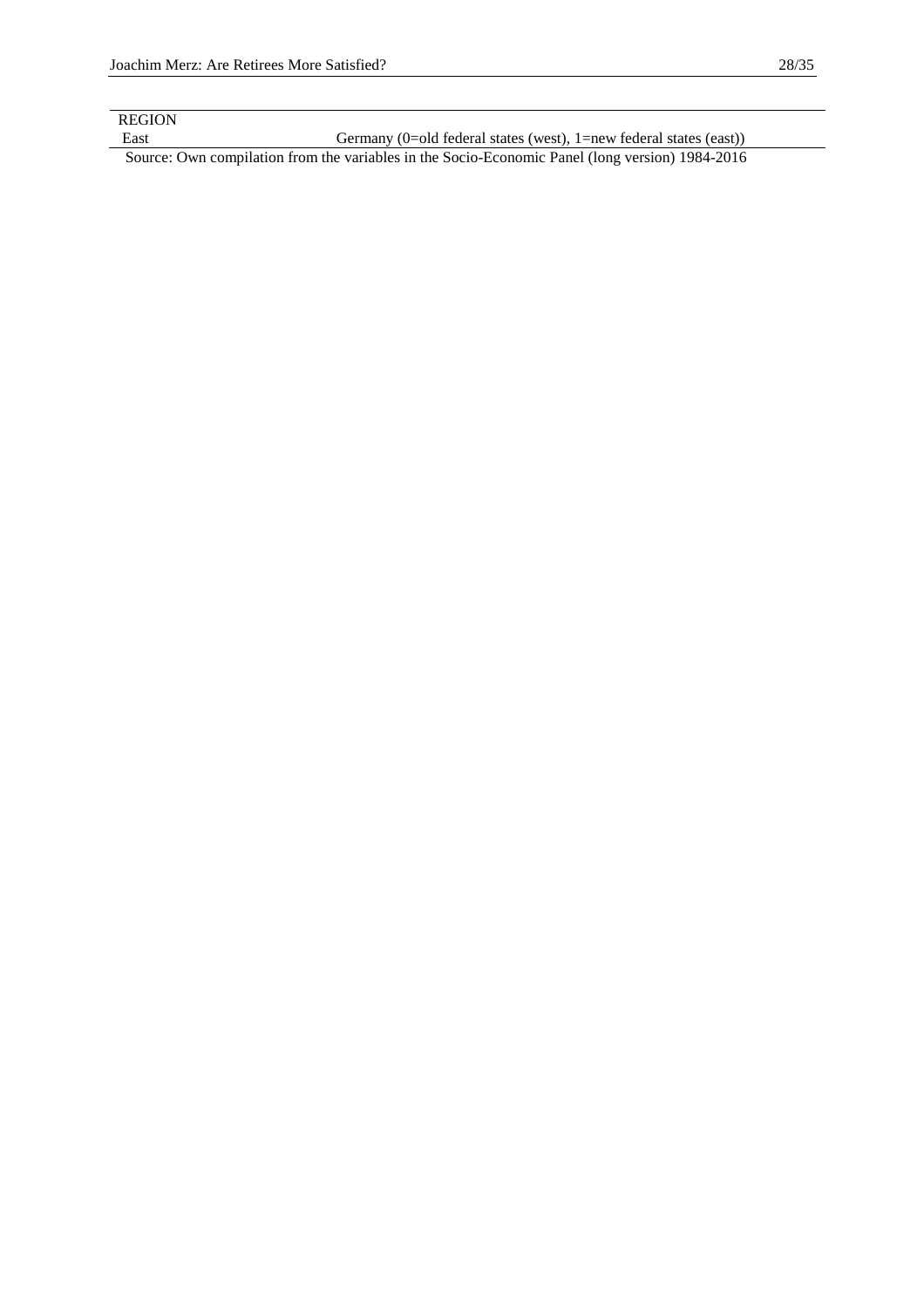| | |
|---|---|
| REGION | |
| East | Germany (0=old federal states (west), 1=new federal states (east)) |

Source: Own compilation from the variables in the Socio-Economic Panel (long version) 1984-2016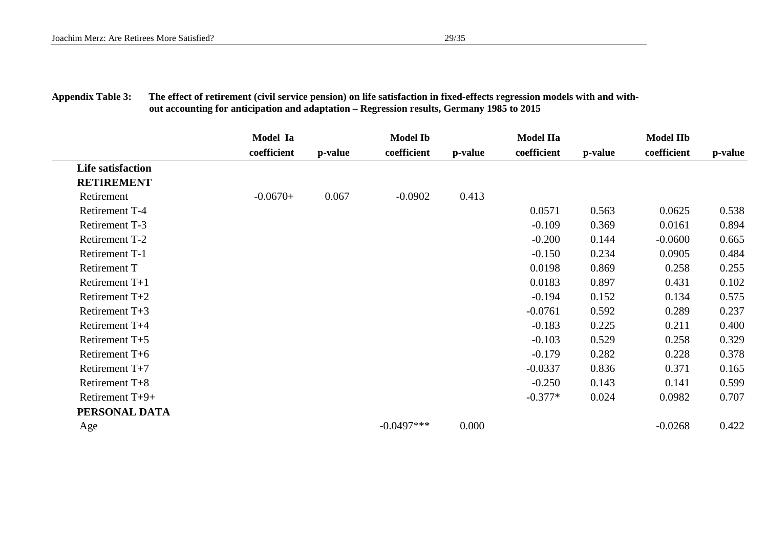**Appendix Table 3: The effect of retirement (civil service pension) on life satisfaction in fixed-effects regression models with and without accounting for anticipation and adaptation – Regression results, Germany 1985 to 2015**

| | Model Ia | | Model Ib | | Model IIa | | Model IIb | |
|---|---|---|---|---|---|---|---|---|
| | coefficient | p-value | coefficient | p-value | coefficient | p-value | coefficient | p-value |
| **Life satisfaction** | | | | | | | | |
| **RETIREMENT** | | | | | | | | |
| Retirement | -0.0670+ | 0.067 | -0.0902 | 0.413 | | | | |
| Retirement T-4 | | | | | 0.0571 | 0.563 | 0.0625 | 0.538 |
| Retirement T-3 | | | | | -0.109 | 0.369 | 0.0161 | 0.894 |
| Retirement T-2 | | | | | -0.200 | 0.144 | -0.0600 | 0.665 |
| Retirement T-1 | | | | | -0.150 | 0.234 | 0.0905 | 0.484 |
| Retirement T | | | | | 0.0198 | 0.869 | 0.258 | 0.255 |
| Retirement T+1 | | | | | 0.0183 | 0.897 | 0.431 | 0.102 |
| Retirement T+2 | | | | | -0.194 | 0.152 | 0.134 | 0.575 |
| Retirement T+3 | | | | | -0.0761 | 0.592 | 0.289 | 0.237 |
| Retirement T+4 | | | | | -0.183 | 0.225 | 0.211 | 0.400 |
| Retirement T+5 | | | | | -0.103 | 0.529 | 0.258 | 0.329 |
| Retirement T+6 | | | | | -0.179 | 0.282 | 0.228 | 0.378 |
| Retirement T+7 | | | | | -0.0337 | 0.836 | 0.371 | 0.165 |
| Retirement T+8 | | | | | -0.250 | 0.143 | 0.141 | 0.599 |
| Retirement T+9+ | | | | | -0.377* | 0.024 | 0.0982 | 0.707 |
| **PERSONAL DATA** | | | | | | | | |
| Age | | | -0.0497*** | 0.000 | | | -0.0268 | 0.422 |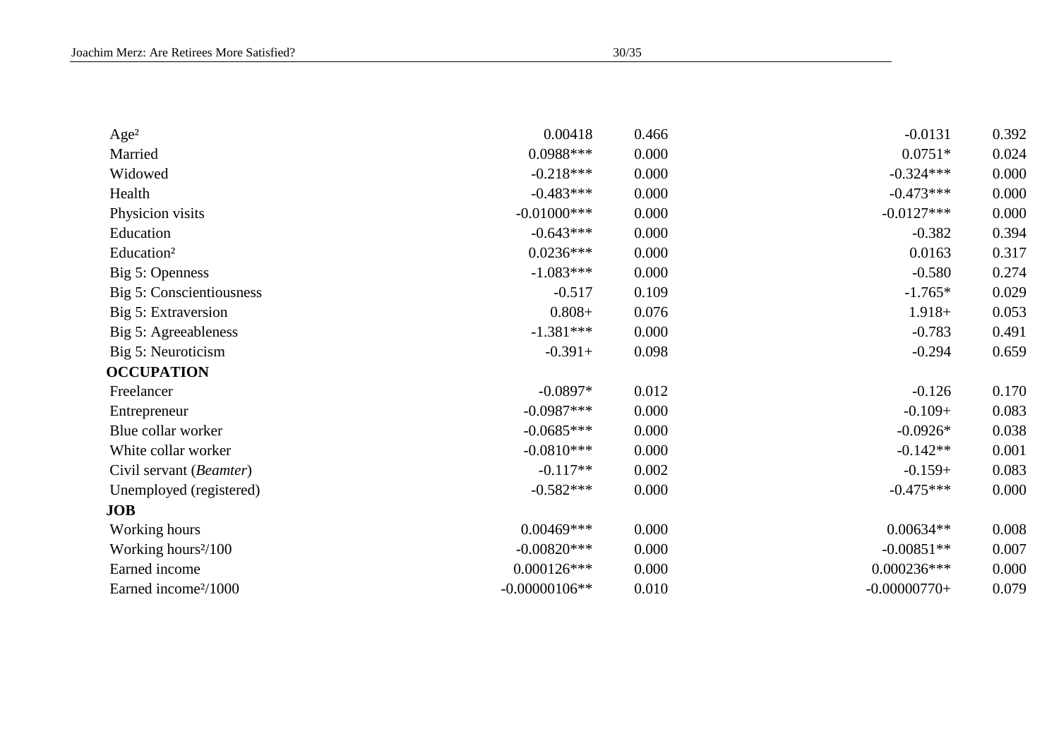| | | | | |
|---|---|---|---|---|
| Age² | 0.00418 | 0.466 | -0.0131 | 0.392 |
| Married | 0.0988*** | 0.000 | 0.0751* | 0.024 |
| Widowed | -0.218*** | 0.000 | -0.324*** | 0.000 |
| Health | -0.483*** | 0.000 | -0.473*** | 0.000 |
| Physicion visits | -0.01000*** | 0.000 | -0.0127*** | 0.000 |
| Education | -0.643*** | 0.000 | -0.382 | 0.394 |
| Education² | 0.0236*** | 0.000 | 0.0163 | 0.317 |
| Big 5: Openness | -1.083*** | 0.000 | -0.580 | 0.274 |
| Big 5: Conscientiousness | -0.517 | 0.109 | -1.765* | 0.029 |
| Big 5: Extraversion | 0.808+ | 0.076 | 1.918+ | 0.053 |
| Big 5: Agreeableness | -1.381*** | 0.000 | -0.783 | 0.491 |
| Big 5: Neuroticism | -0.391+ | 0.098 | -0.294 | 0.659 |
| **OCCUPATION** | | | | |
| Freelancer | -0.0897* | 0.012 | -0.126 | 0.170 |
| Entrepreneur | -0.0987*** | 0.000 | -0.109+ | 0.083 |
| Blue collar worker | -0.0685*** | 0.000 | -0.0926* | 0.038 |
| White collar worker | -0.0810*** | 0.000 | -0.142** | 0.001 |
| Civil servant (*Beamter*) | -0.117** | 0.002 | -0.159+ | 0.083 |
| Unemployed (registered) | -0.582*** | 0.000 | -0.475*** | 0.000 |
| **JOB** | | | | |
| Working hours | 0.00469*** | 0.000 | 0.00634** | 0.008 |
| Working hours²/100 | -0.00820*** | 0.000 | -0.00851** | 0.007 |
| Earned income | 0.000126*** | 0.000 | 0.000236*** | 0.000 |
| Earned income²/1000 | -0.00000106** | 0.010 | -0.00000770+ | 0.079 |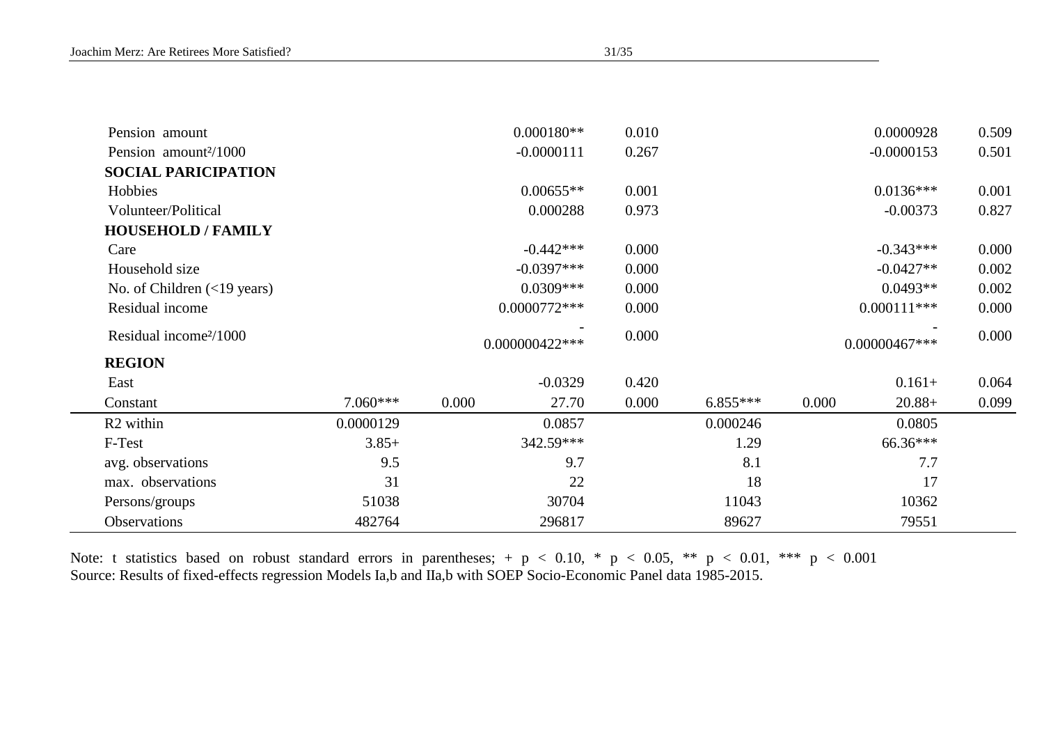|  |  |  |  |  |  |  |  |  |
|---|---|---|---|---|---|---|---|---|
| Pension amount |  |  | 0.000180** | 0.010 |  |  | 0.0000928 | 0.509 |
| Pension amount²/1000 |  |  | -0.0000111 | 0.267 |  |  | -0.0000153 | 0.501 |
| **SOCIAL PARICIPATION** |  |  |  |  |  |  |  |  |
| Hobbies |  |  | 0.00655** | 0.001 |  |  | 0.0136*** | 0.001 |
| Volunteer/Political |  |  | 0.000288 | 0.973 |  |  | -0.00373 | 0.827 |
| **HOUSEHOLD / FAMILY** |  |  |  |  |  |  |  |  |
| Care |  |  | -0.442*** | 0.000 |  |  | -0.343*** | 0.000 |
| Household size |  |  | -0.0397*** | 0.000 |  |  | -0.0427** | 0.002 |
| No. of Children (<19 years) |  |  | 0.0309*** | 0.000 |  |  | 0.0493** | 0.002 |
| Residual income |  |  | 0.0000772*** | 0.000 |  |  | 0.000111*** | 0.000 |
| Residual income²/1000 |  |  | -0.000000422*** | 0.000 |  |  | -0.00000467*** | 0.000 |
| **REGION** |  |  |  |  |  |  |  |  |
| East |  |  | -0.0329 | 0.420 |  |  | 0.161+ | 0.064 |
| Constant | 7.060*** | 0.000 | 27.70 | 0.000 | 6.855*** | 0.000 | 20.88+ | 0.099 |
| R2 within | 0.0000129 |  | 0.0857 |  | 0.000246 |  | 0.0805 |  |
| F-Test | 3.85+ |  | 342.59*** |  | 1.29 |  | 66.36*** |  |
| avg. observations | 9.5 |  | 9.7 |  | 8.1 |  | 7.7 |  |
| max. observations | 31 |  | 22 |  | 18 |  | 17 |  |
| Persons/groups | 51038 |  | 30704 |  | 11043 |  | 10362 |  |
| Observations | 482764 |  | 296817 |  | 89627 |  | 79551 |  |

Note: t statistics based on robust standard errors in parentheses; + $p < 0.10$, * $p < 0.05$, ** $p < 0.01$, *** $p < 0.001$
Source: Results of fixed-effects regression Models Ia,b and IIa,b with SOEP Socio-Economic Panel data 1985-2015.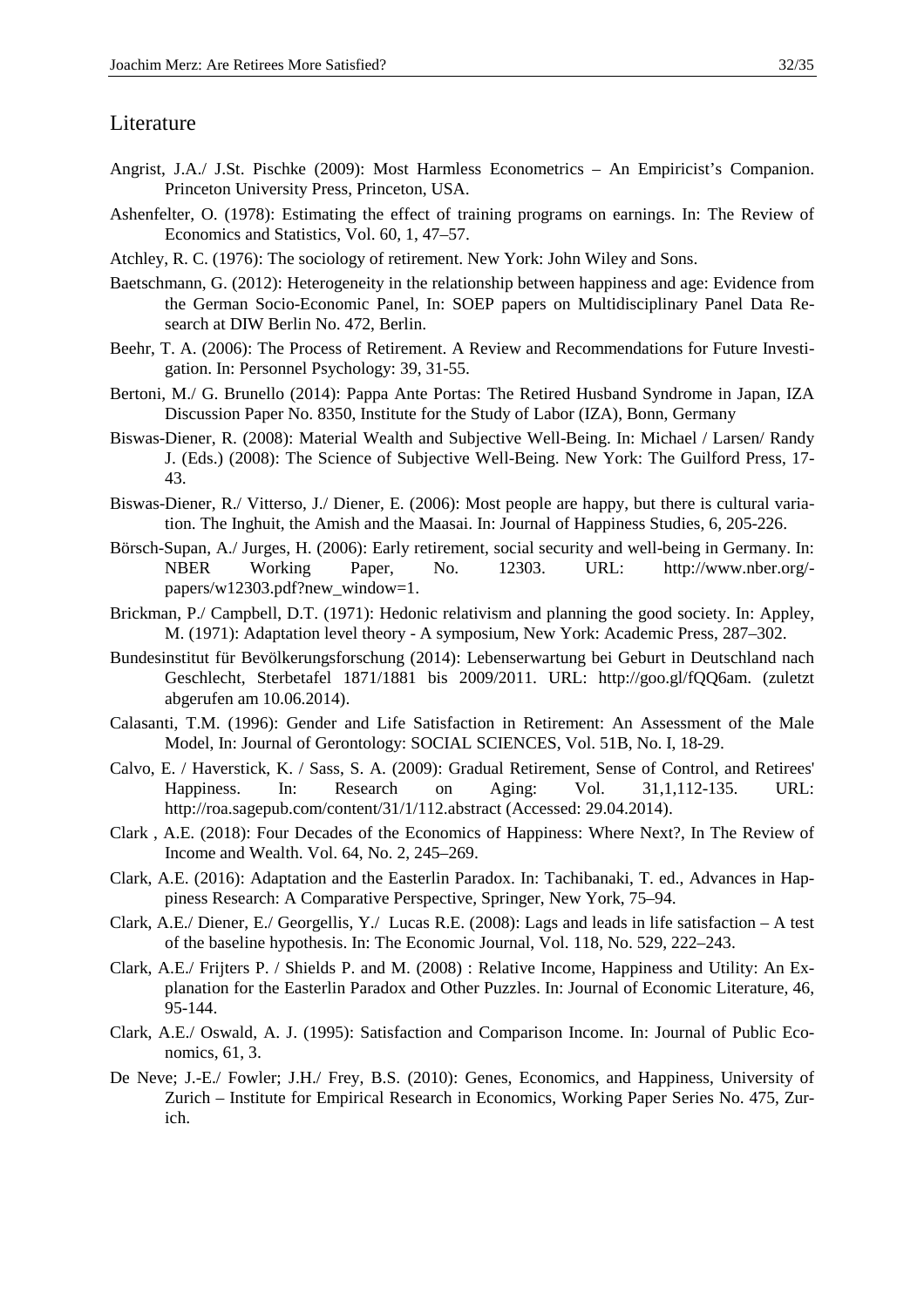## Literature

Angrist, J.A./ J.St. Pischke (2009): Most Harmless Econometrics – An Empiricist's Companion. Princeton University Press, Princeton, USA.

Ashenfelter, O. (1978): Estimating the effect of training programs on earnings. In: The Review of Economics and Statistics, Vol. 60, 1, 47–57.

Atchley, R. C. (1976): The sociology of retirement. New York: John Wiley and Sons.

Baetschmann, G. (2012): Heterogeneity in the relationship between happiness and age: Evidence from the German Socio-Economic Panel, In: SOEP papers on Multidisciplinary Panel Data Research at DIW Berlin No. 472, Berlin.

Beehr, T. A. (2006): The Process of Retirement. A Review and Recommendations for Future Investigation. In: Personnel Psychology: 39, 31-55.

Bertoni, M./ G. Brunello (2014): Pappa Ante Portas: The Retired Husband Syndrome in Japan, IZA Discussion Paper No. 8350, Institute for the Study of Labor (IZA), Bonn, Germany

Biswas-Diener, R. (2008): Material Wealth and Subjective Well-Being. In: Michael / Larsen/ Randy J. (Eds.) (2008): The Science of Subjective Well-Being. New York: The Guilford Press, 17-43.

Biswas-Diener, R./ Vitterso, J./ Diener, E. (2006): Most people are happy, but there is cultural variation. The Inghuit, the Amish and the Maasai. In: Journal of Happiness Studies, 6, 205-226.

Börsch-Supan, A./ Jurges, H. (2006): Early retirement, social security and well-being in Germany. In: NBER Working Paper, No. 12303. URL: http://www.nber.org/-papers/w12303.pdf?new_window=1.

Brickman, P./ Campbell, D.T. (1971): Hedonic relativism and planning the good society. In: Appley, M. (1971): Adaptation level theory - A symposium, New York: Academic Press, 287–302.

Bundesinstitut für Bevölkerungsforschung (2014): Lebenserwartung bei Geburt in Deutschland nach Geschlecht, Sterbetafel 1871/1881 bis 2009/2011. URL: http://goo.gl/fQQ6am. (zuletzt abgerufen am 10.06.2014).

Calasanti, T.M. (1996): Gender and Life Satisfaction in Retirement: An Assessment of the Male Model, In: Journal of Gerontology: SOCIAL SCIENCES, Vol. 51B, No. I, 18-29.

Calvo, E. / Haverstick, K. / Sass, S. A. (2009): Gradual Retirement, Sense of Control, and Retirees' Happiness. In: Research on Aging: Vol. 31,1,112-135. URL: http://roa.sagepub.com/content/31/1/112.abstract (Accessed: 29.04.2014).

Clark , A.E. (2018): Four Decades of the Economics of Happiness: Where Next?, In The Review of Income and Wealth. Vol. 64, No. 2, 245–269.

Clark, A.E. (2016): Adaptation and the Easterlin Paradox. In: Tachibanaki, T. ed., Advances in Happiness Research: A Comparative Perspective, Springer, New York, 75–94.

Clark, A.E./ Diener, E./ Georgellis, Y./ Lucas R.E. (2008): Lags and leads in life satisfaction – A test of the baseline hypothesis. In: The Economic Journal, Vol. 118, No. 529, 222–243.

Clark, A.E./ Frijters P. / Shields P. and M. (2008) : Relative Income, Happiness and Utility: An Explanation for the Easterlin Paradox and Other Puzzles. In: Journal of Economic Literature, 46, 95-144.

Clark, A.E./ Oswald, A. J. (1995): Satisfaction and Comparison Income. In: Journal of Public Economics, 61, 3.

De Neve; J.-E./ Fowler; J.H./ Frey, B.S. (2010): Genes, Economics, and Happiness, University of Zurich – Institute for Empirical Research in Economics, Working Paper Series No. 475, Zurich.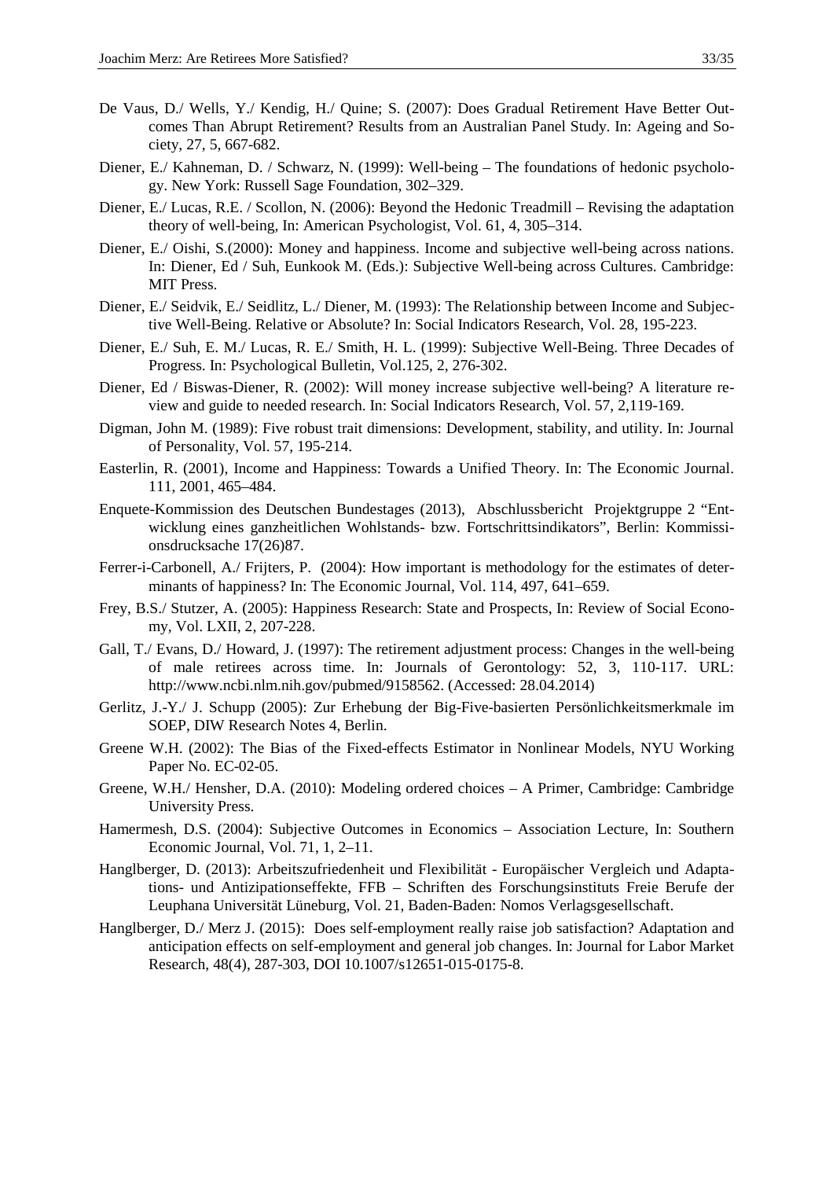De Vaus, D./ Wells, Y./ Kendig, H./ Quine; S. (2007): Does Gradual Retirement Have Better Outcomes Than Abrupt Retirement? Results from an Australian Panel Study. In: Ageing and Society, 27, 5, 667-682.

Diener, E./ Kahneman, D. / Schwarz, N. (1999): Well-being – The foundations of hedonic psychology. New York: Russell Sage Foundation, 302–329.

Diener, E./ Lucas, R.E. / Scollon, N. (2006): Beyond the Hedonic Treadmill – Revising the adaptation theory of well-being, In: American Psychologist, Vol. 61, 4, 305–314.

Diener, E./ Oishi, S.(2000): Money and happiness. Income and subjective well-being across nations. In: Diener, Ed / Suh, Eunkook M. (Eds.): Subjective Well-being across Cultures. Cambridge: MIT Press.

Diener, E./ Seidvik, E./ Seidlitz, L./ Diener, M. (1993): The Relationship between Income and Subjective Well-Being. Relative or Absolute? In: Social Indicators Research, Vol. 28, 195-223.

Diener, E./ Suh, E. M./ Lucas, R. E./ Smith, H. L. (1999): Subjective Well-Being. Three Decades of Progress. In: Psychological Bulletin, Vol.125, 2, 276-302.

Diener, Ed / Biswas-Diener, R. (2002): Will money increase subjective well-being? A literature review and guide to needed research. In: Social Indicators Research, Vol. 57, 2,119-169.

Digman, John M. (1989): Five robust trait dimensions: Development, stability, and utility. In: Journal of Personality, Vol. 57, 195-214.

Easterlin, R. (2001), Income and Happiness: Towards a Unified Theory. In: The Economic Journal. 111, 2001, 465–484.

Enquete-Kommission des Deutschen Bundestages (2013), Abschlussbericht Projektgruppe 2 "Entwicklung eines ganzheitlichen Wohlstands- bzw. Fortschrittsindikators", Berlin: Kommissionsdrucksache 17(26)87.

Ferrer-i-Carbonell, A./ Frijters, P. (2004): How important is methodology for the estimates of determinants of happiness? In: The Economic Journal, Vol. 114, 497, 641–659.

Frey, B.S./ Stutzer, A. (2005): Happiness Research: State and Prospects, In: Review of Social Economy, Vol. LXII, 2, 207-228.

Gall, T./ Evans, D./ Howard, J. (1997): The retirement adjustment process: Changes in the well-being of male retirees across time. In: Journals of Gerontology: 52, 3, 110-117. URL: http://www.ncbi.nlm.nih.gov/pubmed/9158562. (Accessed: 28.04.2014)

Gerlitz, J.-Y./ J. Schupp (2005): Zur Erhebung der Big-Five-basierten Persönlichkeitsmerkmale im SOEP, DIW Research Notes 4, Berlin.

Greene W.H. (2002): The Bias of the Fixed-effects Estimator in Nonlinear Models, NYU Working Paper No. EC-02-05.

Greene, W.H./ Hensher, D.A. (2010): Modeling ordered choices – A Primer, Cambridge: Cambridge University Press.

Hamermesh, D.S. (2004): Subjective Outcomes in Economics – Association Lecture, In: Southern Economic Journal, Vol. 71, 1, 2–11.

Hanglberger, D. (2013): Arbeitszufriedenheit und Flexibilität - Europäischer Vergleich und Adaptations- und Antizipationseffekte, FFB – Schriften des Forschungsinstituts Freie Berufe der Leuphana Universität Lüneburg, Vol. 21, Baden-Baden: Nomos Verlagsgesellschaft.

Hanglberger, D./ Merz J. (2015): Does self-employment really raise job satisfaction? Adaptation and anticipation effects on self-employment and general job changes. In: Journal for Labor Market Research, 48(4), 287-303, DOI 10.1007/s12651-015-0175-8.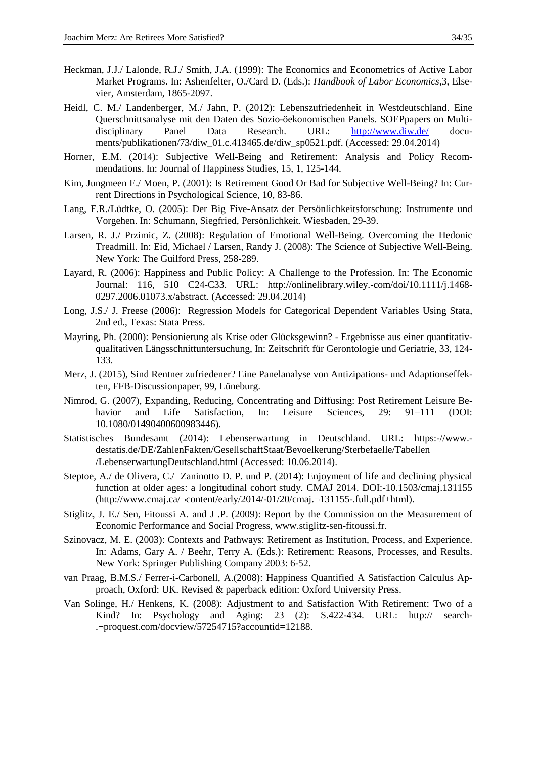Heckman, J.J./ Lalonde, R.J./ Smith, J.A. (1999): The Economics and Econometrics of Active Labor Market Programs. In: Ashenfelter, O./Card D. (Eds.): *Handbook of Labor Economics*,3, Elsevier, Amsterdam, 1865-2097.

Heidl, C. M./ Landenberger, M./ Jahn, P. (2012): Lebenszufriedenheit in Westdeutschland. Eine Querschnittsanalyse mit den Daten des Sozio-öekonomischen Panels. SOEPpapers on Multidisciplinary Panel Data Research. URL: http://www.diw.de/ documents/publikationen/73/diw_01.c.413465.de/diw_sp0521.pdf. (Accessed: 29.04.2014)

Horner, E.M. (2014): Subjective Well-Being and Retirement: Analysis and Policy Recommendations. In: Journal of Happiness Studies, 15, 1, 125-144.

Kim, Jungmeen E./ Moen, P. (2001): Is Retirement Good Or Bad for Subjective Well-Being? In: Current Directions in Psychological Science, 10, 83-86.

Lang, F.R./Lüdtke, O. (2005): Der Big Five-Ansatz der Persönlichkeitsforschung: Instrumente und Vorgehen. In: Schumann, Siegfried, Persönlichkeit. Wiesbaden, 29-39.

Larsen, R. J./ Przimic, Z. (2008): Regulation of Emotional Well-Being. Overcoming the Hedonic Treadmill. In: Eid, Michael / Larsen, Randy J. (2008): The Science of Subjective Well-Being. New York: The Guilford Press, 258-289.

Layard, R. (2006): Happiness and Public Policy: A Challenge to the Profession. In: The Economic Journal: 116, 510 C24-C33. URL: http://onlinelibrary.wiley.-com/doi/10.1111/j.1468-0297.2006.01073.x/abstract. (Accessed: 29.04.2014)

Long, J.S./ J. Freese (2006): Regression Models for Categorical Dependent Variables Using Stata, 2nd ed., Texas: Stata Press.

Mayring, Ph. (2000): Pensionierung als Krise oder Glücksgewinn? - Ergebnisse aus einer quantitativ-qualitativen Längsschnittuntersuchung, In: Zeitschrift für Gerontologie und Geriatrie, 33, 124-133.

Merz, J. (2015), Sind Rentner zufriedener? Eine Panelanalyse von Antizipations- und Adaptionseffekten, FFB-Discussionpaper, 99, Lüneburg.

Nimrod, G. (2007), Expanding, Reducing, Concentrating and Diffusing: Post Retirement Leisure Behavior and Life Satisfaction, In: Leisure Sciences, 29: 91–111 (DOI: 10.1080/01490400600983446).

Statistisches Bundesamt (2014): Lebenserwartung in Deutschland. URL: https:-//www.-destatis.de/DE/ZahlenFakten/GesellschaftStaat/Bevoelkerung/Sterbefaelle/Tabellen /LebenserwartungDeutschland.html (Accessed: 10.06.2014).

Steptoe, A./ de Olivera, C./ Zaninotto D. P. und P. (2014): Enjoyment of life and declining physical function at older ages: a longitudinal cohort study. CMAJ 2014. DOI:-10.1503/cmaj.131155 (http://www.cmaj.ca/¬content/early/2014/-01/20/cmaj.¬131155-.full.pdf+html).

Stiglitz, J. E./ Sen, Fitoussi A. and J .P. (2009): Report by the Commission on the Measurement of Economic Performance and Social Progress, www.stiglitz-sen-fitoussi.fr.

Szinovacz, M. E. (2003): Contexts and Pathways: Retirement as Institution, Process, and Experience. In: Adams, Gary A. / Beehr, Terry A. (Eds.): Retirement: Reasons, Processes, and Results. New York: Springer Publishing Company 2003: 6-52.

van Praag, B.M.S./ Ferrer-i-Carbonell, A.(2008): Happiness Quantified A Satisfaction Calculus Approach, Oxford: UK. Revised & paperback edition: Oxford University Press.

Van Solinge, H./ Henkens, K. (2008): Adjustment to and Satisfaction With Retirement: Two of a Kind? In: Psychology and Aging: 23 (2): S.422-434. URL: http:// search-.¬proquest.com/docview/57254715?accountid=12188.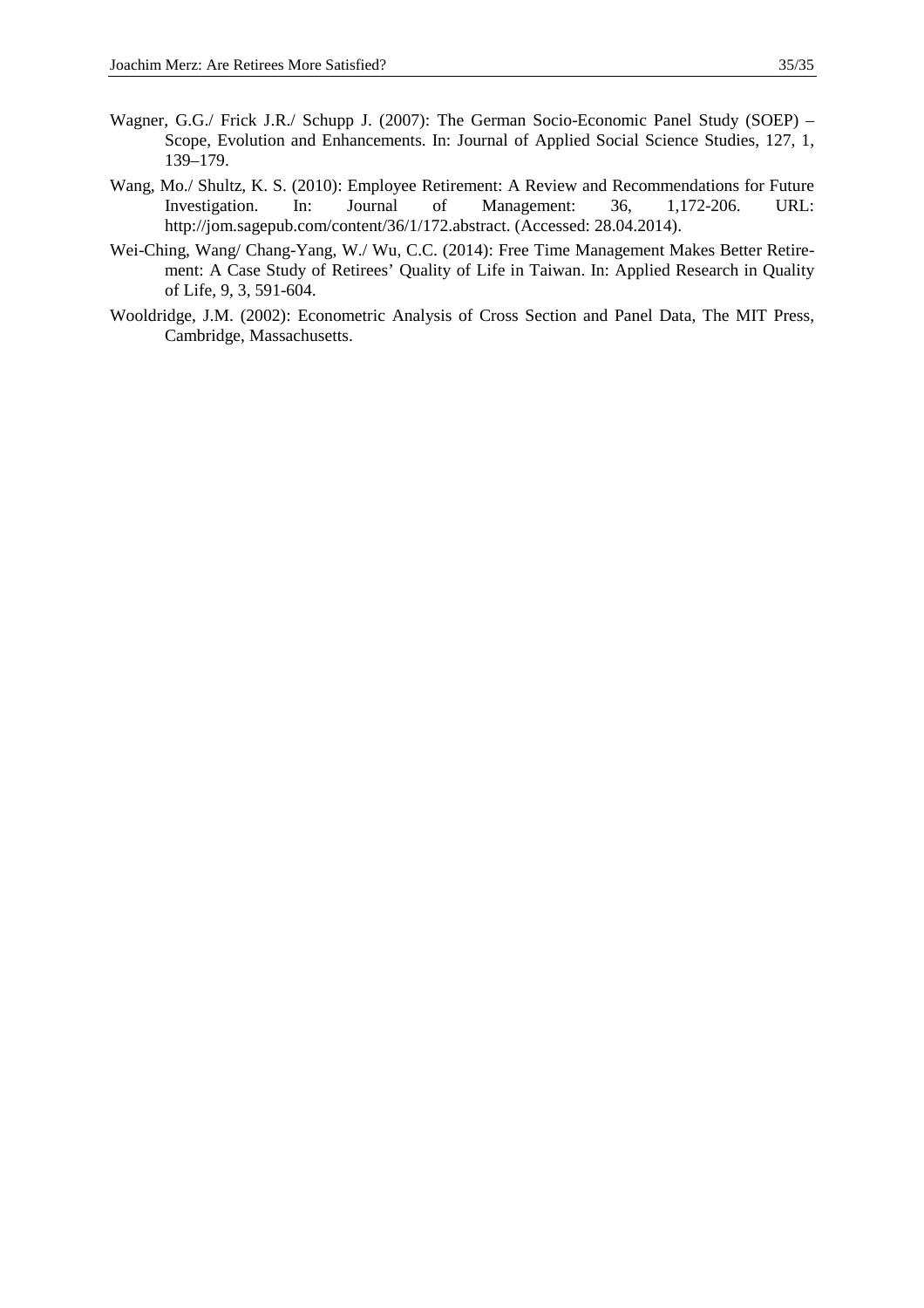Wagner, G.G./ Frick J.R./ Schupp J. (2007): The German Socio-Economic Panel Study (SOEP) – Scope, Evolution and Enhancements. In: Journal of Applied Social Science Studies, 127, 1, 139–179.

Wang, Mo./ Shultz, K. S. (2010): Employee Retirement: A Review and Recommendations for Future Investigation. In: Journal of Management: 36, 1,172-206. URL: http://jom.sagepub.com/content/36/1/172.abstract. (Accessed: 28.04.2014).

Wei-Ching, Wang/ Chang-Yang, W./ Wu, C.C. (2014): Free Time Management Makes Better Retirement: A Case Study of Retirees' Quality of Life in Taiwan. In: Applied Research in Quality of Life, 9, 3, 591-604.

Wooldridge, J.M. (2002): Econometric Analysis of Cross Section and Panel Data, The MIT Press, Cambridge, Massachusetts.